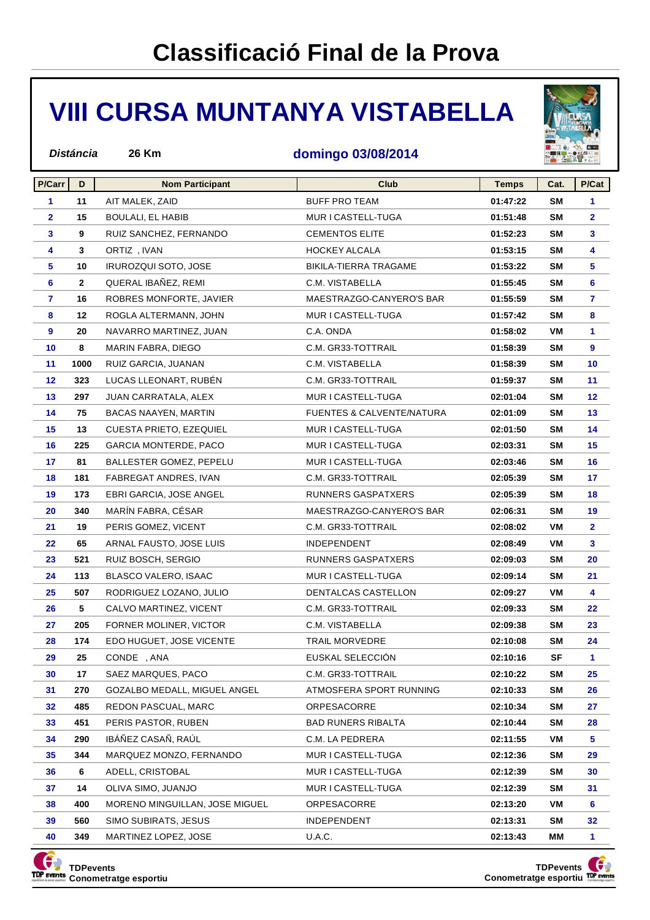# Classificació Final de la Prova

## VIII CURSA MUNTANYA VISTABELLA

***Distància*** **26 Km** **domingo 03/08/2014**

| P/Carr | D | Nom Participant | Club | Temps | Cat. | P/Cat |
|---|---|---|---|---|---|---|
| 1 | 11 | AIT MALEK, ZAID | BUFF PRO TEAM | 01:47:22 | SM | 1 |
| 2 | 15 | BOULALI, EL HABIB | MUR I CASTELL-TUGA | 01:51:48 | SM | 2 |
| 3 | 9 | RUIZ SANCHEZ, FERNANDO | CEMENTOS ELITE | 01:52:23 | SM | 3 |
| 4 | 3 | ORTIZ , IVAN | HOCKEY ALCALA | 01:53:15 | SM | 4 |
| 5 | 10 | IRUROZQUI SOTO, JOSE | BIKILA-TIERRA TRAGAME | 01:53:22 | SM | 5 |
| 6 | 2 | QUERAL IBAÑEZ, REMI | C.M. VISTABELLA | 01:55:45 | SM | 6 |
| 7 | 16 | ROBRES MONFORTE, JAVIER | MAESTRAZGO-CANYERO'S BAR | 01:55:59 | SM | 7 |
| 8 | 12 | ROGLA ALTERMANN, JOHN | MUR I CASTELL-TUGA | 01:57:42 | SM | 8 |
| 9 | 20 | NAVARRO MARTINEZ, JUAN | C.A. ONDA | 01:58:02 | VM | 1 |
| 10 | 8 | MARIN FABRA, DIEGO | C.M. GR33-TOTTRAIL | 01:58:39 | SM | 9 |
| 11 | 1000 | RUIZ GARCIA, JUANAN | C.M. VISTABELLA | 01:58:39 | SM | 10 |
| 12 | 323 | LUCAS LLEONART, RUBÉN | C.M. GR33-TOTTRAIL | 01:59:37 | SM | 11 |
| 13 | 297 | JUAN CARRATALA, ALEX | MUR I CASTELL-TUGA | 02:01:04 | SM | 12 |
| 14 | 75 | BACAS NAAYEN, MARTIN | FUENTES & CALVENTE/NATURA | 02:01:09 | SM | 13 |
| 15 | 13 | CUESTA PRIETO, EZEQUIEL | MUR I CASTELL-TUGA | 02:01:50 | SM | 14 |
| 16 | 225 | GARCIA MONTERDE, PACO | MUR I CASTELL-TUGA | 02:03:31 | SM | 15 |
| 17 | 81 | BALLESTER GOMEZ, PEPELU | MUR I CASTELL-TUGA | 02:03:46 | SM | 16 |
| 18 | 181 | FABREGAT ANDRES, IVAN | C.M. GR33-TOTTRAIL | 02:05:39 | SM | 17 |
| 19 | 173 | EBRI GARCIA, JOSE ANGEL | RUNNERS GASPATXERS | 02:05:39 | SM | 18 |
| 20 | 340 | MARÍN FABRA, CÉSAR | MAESTRAZGO-CANYERO'S BAR | 02:06:31 | SM | 19 |
| 21 | 19 | PERIS GOMEZ, VICENT | C.M. GR33-TOTTRAIL | 02:08:02 | VM | 2 |
| 22 | 65 | ARNAL FAUSTO, JOSE LUIS | INDEPENDENT | 02:08:49 | VM | 3 |
| 23 | 521 | RUIZ BOSCH, SERGIO | RUNNERS GASPATXERS | 02:09:03 | SM | 20 |
| 24 | 113 | BLASCO VALERO, ISAAC | MUR I CASTELL-TUGA | 02:09:14 | SM | 21 |
| 25 | 507 | RODRIGUEZ LOZANO, JULIO | DENTALCAS CASTELLON | 02:09:27 | VM | 4 |
| 26 | 5 | CALVO MARTINEZ, VICENT | C.M. GR33-TOTTRAIL | 02:09:33 | SM | 22 |
| 27 | 205 | FORNER MOLINER, VICTOR | C.M. VISTABELLA | 02:09:38 | SM | 23 |
| 28 | 174 | EDO HUGUET, JOSE VICENTE | TRAIL MORVEDRE | 02:10:08 | SM | 24 |
| 29 | 25 | CONDE , ANA | EUSKAL SELECCIÓN | 02:10:16 | SF | 1 |
| 30 | 17 | SAEZ MARQUES, PACO | C.M. GR33-TOTTRAIL | 02:10:22 | SM | 25 |
| 31 | 270 | GOZALBO MEDALL, MIGUEL ANGEL | ATMOSFERA SPORT RUNNING | 02:10:33 | SM | 26 |
| 32 | 485 | REDON PASCUAL, MARC | ORPESACORRE | 02:10:34 | SM | 27 |
| 33 | 451 | PERIS PASTOR, RUBEN | BAD RUNERS RIBALTA | 02:10:44 | SM | 28 |
| 34 | 290 | IBÁÑEZ CASAÑ, RAÚL | C.M. LA PEDRERA | 02:11:55 | VM | 5 |
| 35 | 344 | MARQUEZ MONZO, FERNANDO | MUR I CASTELL-TUGA | 02:12:36 | SM | 29 |
| 36 | 6 | ADELL, CRISTOBAL | MUR I CASTELL-TUGA | 02:12:39 | SM | 30 |
| 37 | 14 | OLIVA SIMO, JUANJO | MUR I CASTELL-TUGA | 02:12:39 | SM | 31 |
| 38 | 400 | MORENO MINGUILLAN, JOSE MIGUEL | ORPESACORRE | 02:13:20 | VM | 6 |
| 39 | 560 | SIMO SUBIRATS, JESUS | INDEPENDENT | 02:13:31 | SM | 32 |
| 40 | 349 | MARTINEZ LOPEZ, JOSE | U.A.C. | 02:13:43 | MM | 1 |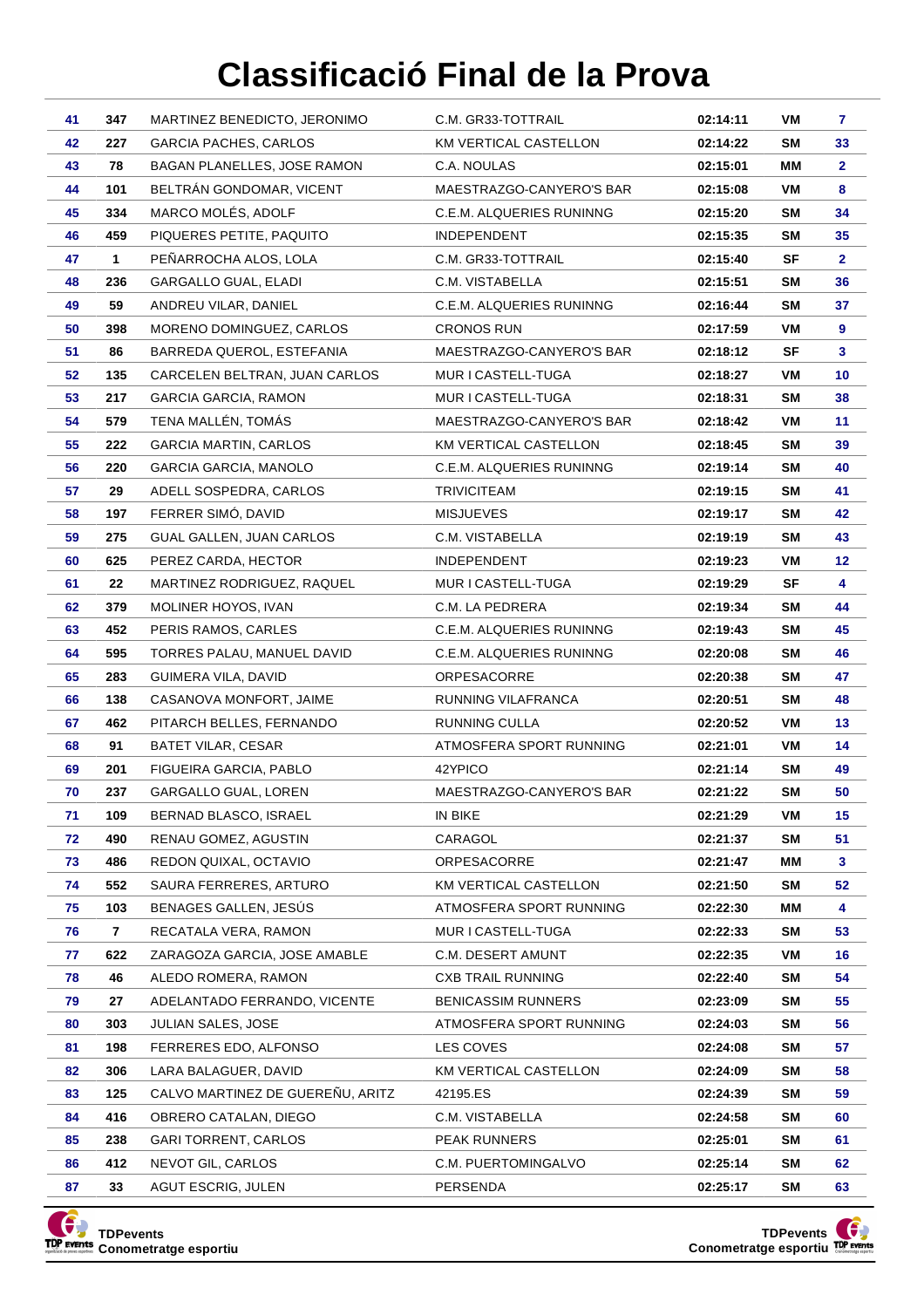# Classificació Final de la Prova

| | | | | | | |
|---|---|---|---|---|---|---|
| 41 | 347 | MARTINEZ BENEDICTO, JERONIMO | C.M. GR33-TOTTRAIL | 02:14:11 | VM | 7 |
| 42 | 227 | GARCIA PACHES, CARLOS | KM VERTICAL CASTELLON | 02:14:22 | SM | 33 |
| 43 | 78 | BAGAN PLANELLES, JOSE RAMON | C.A. NOULAS | 02:15:01 | MM | 2 |
| 44 | 101 | BELTRÁN GONDOMAR, VICENT | MAESTRAZGO-CANYERO'S BAR | 02:15:08 | VM | 8 |
| 45 | 334 | MARCO MOLÉS, ADOLF | C.E.M. ALQUERIES RUNINNG | 02:15:20 | SM | 34 |
| 46 | 459 | PIQUERES PETITE, PAQUITO | INDEPENDENT | 02:15:35 | SM | 35 |
| 47 | 1 | PEÑARROCHA ALOS, LOLA | C.M. GR33-TOTTRAIL | 02:15:40 | SF | 2 |
| 48 | 236 | GARGALLO GUAL, ELADI | C.M. VISTABELLA | 02:15:51 | SM | 36 |
| 49 | 59 | ANDREU VILAR, DANIEL | C.E.M. ALQUERIES RUNINNG | 02:16:44 | SM | 37 |
| 50 | 398 | MORENO DOMINGUEZ, CARLOS | CRONOS RUN | 02:17:59 | VM | 9 |
| 51 | 86 | BARREDA QUEROL, ESTEFANIA | MAESTRAZGO-CANYERO'S BAR | 02:18:12 | SF | 3 |
| 52 | 135 | CARCELEN BELTRAN, JUAN CARLOS | MUR I CASTELL-TUGA | 02:18:27 | VM | 10 |
| 53 | 217 | GARCIA GARCIA, RAMON | MUR I CASTELL-TUGA | 02:18:31 | SM | 38 |
| 54 | 579 | TENA MALLÉN, TOMÁS | MAESTRAZGO-CANYERO'S BAR | 02:18:42 | VM | 11 |
| 55 | 222 | GARCIA MARTIN, CARLOS | KM VERTICAL CASTELLON | 02:18:45 | SM | 39 |
| 56 | 220 | GARCIA GARCIA, MANOLO | C.E.M. ALQUERIES RUNINNG | 02:19:14 | SM | 40 |
| 57 | 29 | ADELL SOSPEDRA, CARLOS | TRIVICITEAM | 02:19:15 | SM | 41 |
| 58 | 197 | FERRER SIMÓ, DAVID | MISJUEVES | 02:19:17 | SM | 42 |
| 59 | 275 | GUAL GALLEN, JUAN CARLOS | C.M. VISTABELLA | 02:19:19 | SM | 43 |
| 60 | 625 | PEREZ CARDA, HECTOR | INDEPENDENT | 02:19:23 | VM | 12 |
| 61 | 22 | MARTINEZ RODRIGUEZ, RAQUEL | MUR I CASTELL-TUGA | 02:19:29 | SF | 4 |
| 62 | 379 | MOLINER HOYOS, IVAN | C.M. LA PEDRERA | 02:19:34 | SM | 44 |
| 63 | 452 | PERIS RAMOS, CARLES | C.E.M. ALQUERIES RUNINNG | 02:19:43 | SM | 45 |
| 64 | 595 | TORRES PALAU, MANUEL DAVID | C.E.M. ALQUERIES RUNINNG | 02:20:08 | SM | 46 |
| 65 | 283 | GUIMERA VILA, DAVID | ORPESACORRE | 02:20:38 | SM | 47 |
| 66 | 138 | CASANOVA MONFORT, JAIME | RUNNING VILAFRANCA | 02:20:51 | SM | 48 |
| 67 | 462 | PITARCH BELLES, FERNANDO | RUNNING CULLA | 02:20:52 | VM | 13 |
| 68 | 91 | BATET VILAR, CESAR | ATMOSFERA SPORT RUNNING | 02:21:01 | VM | 14 |
| 69 | 201 | FIGUEIRA GARCIA, PABLO | 42YPICO | 02:21:14 | SM | 49 |
| 70 | 237 | GARGALLO GUAL, LOREN | MAESTRAZGO-CANYERO'S BAR | 02:21:22 | SM | 50 |
| 71 | 109 | BERNAD BLASCO, ISRAEL | IN BIKE | 02:21:29 | VM | 15 |
| 72 | 490 | RENAU GOMEZ, AGUSTIN | CARAGOL | 02:21:37 | SM | 51 |
| 73 | 486 | REDON QUIXAL, OCTAVIO | ORPESACORRE | 02:21:47 | MM | 3 |
| 74 | 552 | SAURA FERRERES, ARTURO | KM VERTICAL CASTELLON | 02:21:50 | SM | 52 |
| 75 | 103 | BENAGES GALLEN, JESÚS | ATMOSFERA SPORT RUNNING | 02:22:30 | MM | 4 |
| 76 | 7 | RECATALA VERA, RAMON | MUR I CASTELL-TUGA | 02:22:33 | SM | 53 |
| 77 | 622 | ZARAGOZA GARCIA, JOSE AMABLE | C.M. DESERT AMUNT | 02:22:35 | VM | 16 |
| 78 | 46 | ALEDO ROMERA, RAMON | CXB TRAIL RUNNING | 02:22:40 | SM | 54 |
| 79 | 27 | ADELANTADO FERRANDO, VICENTE | BENICASSIM RUNNERS | 02:23:09 | SM | 55 |
| 80 | 303 | JULIAN SALES, JOSE | ATMOSFERA SPORT RUNNING | 02:24:03 | SM | 56 |
| 81 | 198 | FERRERES EDO, ALFONSO | LES COVES | 02:24:08 | SM | 57 |
| 82 | 306 | LARA BALAGUER, DAVID | KM VERTICAL CASTELLON | 02:24:09 | SM | 58 |
| 83 | 125 | CALVO MARTINEZ DE GUEREÑU, ARITZ | 42195.ES | 02:24:39 | SM | 59 |
| 84 | 416 | OBRERO CATALAN, DIEGO | C.M. VISTABELLA | 02:24:58 | SM | 60 |
| 85 | 238 | GARI TORRENT, CARLOS | PEAK RUNNERS | 02:25:01 | SM | 61 |
| 86 | 412 | NEVOT GIL, CARLOS | C.M. PUERTOMINGALVO | 02:25:14 | SM | 62 |
| 87 | 33 | AGUT ESCRIG, JULEN | PERSENDA | 02:25:17 | SM | 63 |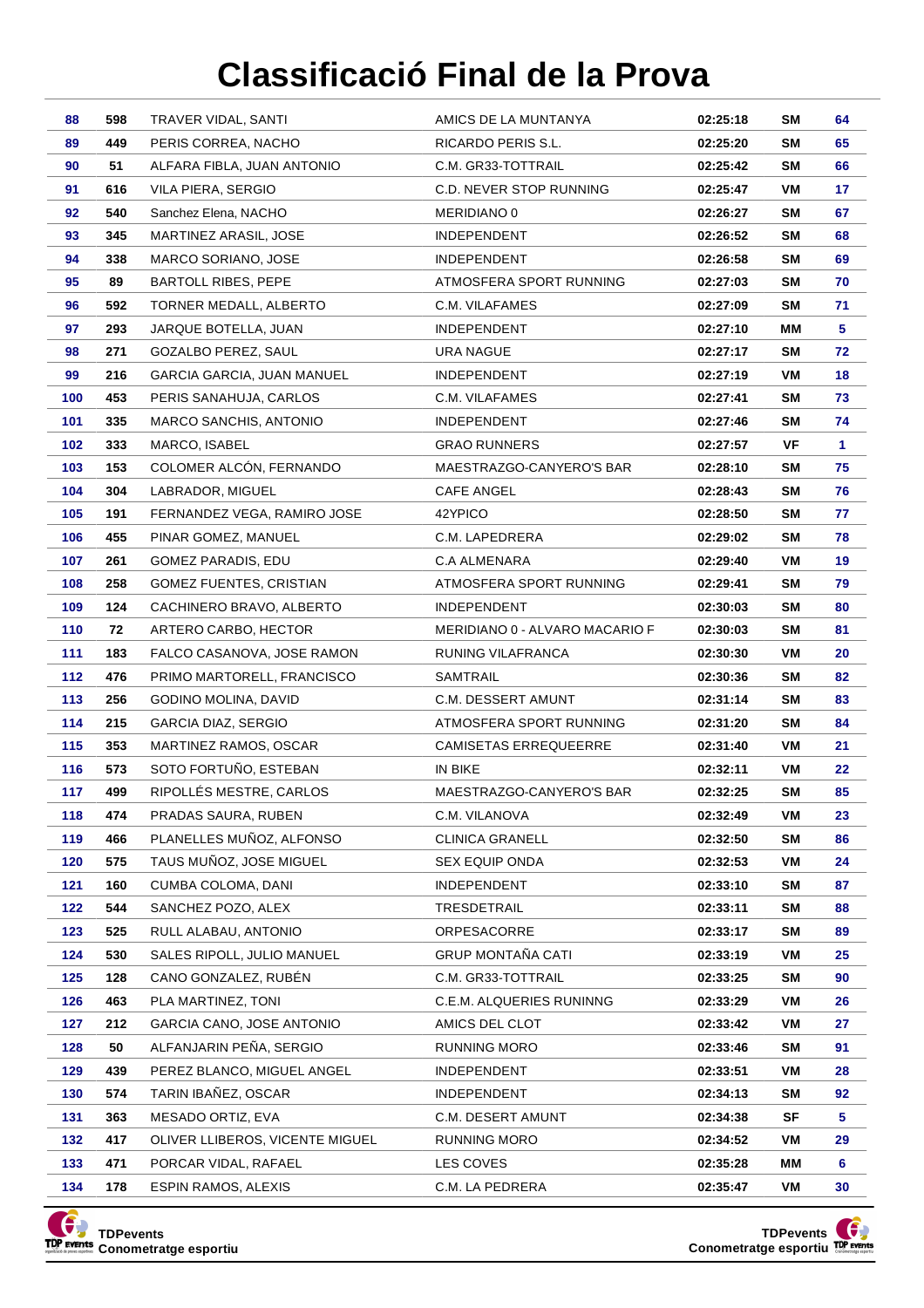# Classificació Final de la Prova

| | | | | | | |
|---|---|---|---|---|---|---|
| 88 | 598 | TRAVER VIDAL, SANTI | AMICS DE LA MUNTANYA | 02:25:18 | SM | 64 |
| 89 | 449 | PERIS CORREA, NACHO | RICARDO PERIS S.L. | 02:25:20 | SM | 65 |
| 90 | 51 | ALFARA FIBLA, JUAN ANTONIO | C.M. GR33-TOTTRAIL | 02:25:42 | SM | 66 |
| 91 | 616 | VILA PIERA, SERGIO | C.D. NEVER STOP RUNNING | 02:25:47 | VM | 17 |
| 92 | 540 | Sanchez Elena, NACHO | MERIDIANO 0 | 02:26:27 | SM | 67 |
| 93 | 345 | MARTINEZ ARASIL, JOSE | INDEPENDENT | 02:26:52 | SM | 68 |
| 94 | 338 | MARCO SORIANO, JOSE | INDEPENDENT | 02:26:58 | SM | 69 |
| 95 | 89 | BARTOLL RIBES, PEPE | ATMOSFERA SPORT RUNNING | 02:27:03 | SM | 70 |
| 96 | 592 | TORNER MEDALL, ALBERTO | C.M. VILAFAMES | 02:27:09 | SM | 71 |
| 97 | 293 | JARQUE BOTELLA, JUAN | INDEPENDENT | 02:27:10 | MM | 5 |
| 98 | 271 | GOZALBO PEREZ, SAUL | URA NAGUE | 02:27:17 | SM | 72 |
| 99 | 216 | GARCIA GARCIA, JUAN MANUEL | INDEPENDENT | 02:27:19 | VM | 18 |
| 100 | 453 | PERIS SANAHUJA, CARLOS | C.M. VILAFAMES | 02:27:41 | SM | 73 |
| 101 | 335 | MARCO SANCHIS, ANTONIO | INDEPENDENT | 02:27:46 | SM | 74 |
| 102 | 333 | MARCO, ISABEL | GRAO RUNNERS | 02:27:57 | VF | 1 |
| 103 | 153 | COLOMER ALCÓN, FERNANDO | MAESTRAZGO-CANYERO'S BAR | 02:28:10 | SM | 75 |
| 104 | 304 | LABRADOR, MIGUEL | CAFE ANGEL | 02:28:43 | SM | 76 |
| 105 | 191 | FERNANDEZ VEGA, RAMIRO JOSE | 42YPICO | 02:28:50 | SM | 77 |
| 106 | 455 | PINAR GOMEZ, MANUEL | C.M. LAPEDRERA | 02:29:02 | SM | 78 |
| 107 | 261 | GOMEZ PARADIS, EDU | C.A ALMENARA | 02:29:40 | VM | 19 |
| 108 | 258 | GOMEZ FUENTES, CRISTIAN | ATMOSFERA SPORT RUNNING | 02:29:41 | SM | 79 |
| 109 | 124 | CACHINERO BRAVO, ALBERTO | INDEPENDENT | 02:30:03 | SM | 80 |
| 110 | 72 | ARTERO CARBO, HECTOR | MERIDIANO 0 - ALVARO MACARIO F | 02:30:03 | SM | 81 |
| 111 | 183 | FALCO CASANOVA, JOSE RAMON | RUNING VILAFRANCA | 02:30:30 | VM | 20 |
| 112 | 476 | PRIMO MARTORELL, FRANCISCO | SAMTRAIL | 02:30:36 | SM | 82 |
| 113 | 256 | GODINO MOLINA, DAVID | C.M. DESSERT AMUNT | 02:31:14 | SM | 83 |
| 114 | 215 | GARCIA DIAZ, SERGIO | ATMOSFERA SPORT RUNNING | 02:31:20 | SM | 84 |
| 115 | 353 | MARTINEZ RAMOS, OSCAR | CAMISETAS ERREQUEERRE | 02:31:40 | VM | 21 |
| 116 | 573 | SOTO FORTUÑO, ESTEBAN | IN BIKE | 02:32:11 | VM | 22 |
| 117 | 499 | RIPOLLÉS MESTRE, CARLOS | MAESTRAZGO-CANYERO'S BAR | 02:32:25 | SM | 85 |
| 118 | 474 | PRADAS SAURA, RUBEN | C.M. VILANOVA | 02:32:49 | VM | 23 |
| 119 | 466 | PLANELLES MUÑOZ, ALFONSO | CLINICA GRANELL | 02:32:50 | SM | 86 |
| 120 | 575 | TAUS MUÑOZ, JOSE MIGUEL | SEX EQUIP ONDA | 02:32:53 | VM | 24 |
| 121 | 160 | CUMBA COLOMA, DANI | INDEPENDENT | 02:33:10 | SM | 87 |
| 122 | 544 | SANCHEZ POZO, ALEX | TRESDETRAIL | 02:33:11 | SM | 88 |
| 123 | 525 | RULL ALABAU, ANTONIO | ORPESACORRE | 02:33:17 | SM | 89 |
| 124 | 530 | SALES RIPOLL, JULIO MANUEL | GRUP MONTAÑA CATI | 02:33:19 | VM | 25 |
| 125 | 128 | CANO GONZALEZ, RUBÉN | C.M. GR33-TOTTRAIL | 02:33:25 | SM | 90 |
| 126 | 463 | PLA MARTINEZ, TONI | C.E.M. ALQUERIES RUNINNG | 02:33:29 | VM | 26 |
| 127 | 212 | GARCIA CANO, JOSE ANTONIO | AMICS DEL CLOT | 02:33:42 | VM | 27 |
| 128 | 50 | ALFANJARIN PEÑA, SERGIO | RUNNING MORO | 02:33:46 | SM | 91 |
| 129 | 439 | PEREZ BLANCO, MIGUEL ANGEL | INDEPENDENT | 02:33:51 | VM | 28 |
| 130 | 574 | TARIN IBAÑEZ, OSCAR | INDEPENDENT | 02:34:13 | SM | 92 |
| 131 | 363 | MESADO ORTIZ, EVA | C.M. DESERT AMUNT | 02:34:38 | SF | 5 |
| 132 | 417 | OLIVER LLIBEROS, VICENTE MIGUEL | RUNNING MORO | 02:34:52 | VM | 29 |
| 133 | 471 | PORCAR VIDAL, RAFAEL | LES COVES | 02:35:28 | MM | 6 |
| 134 | 178 | ESPIN RAMOS, ALEXIS | C.M. LA PEDRERA | 02:35:47 | VM | 30 |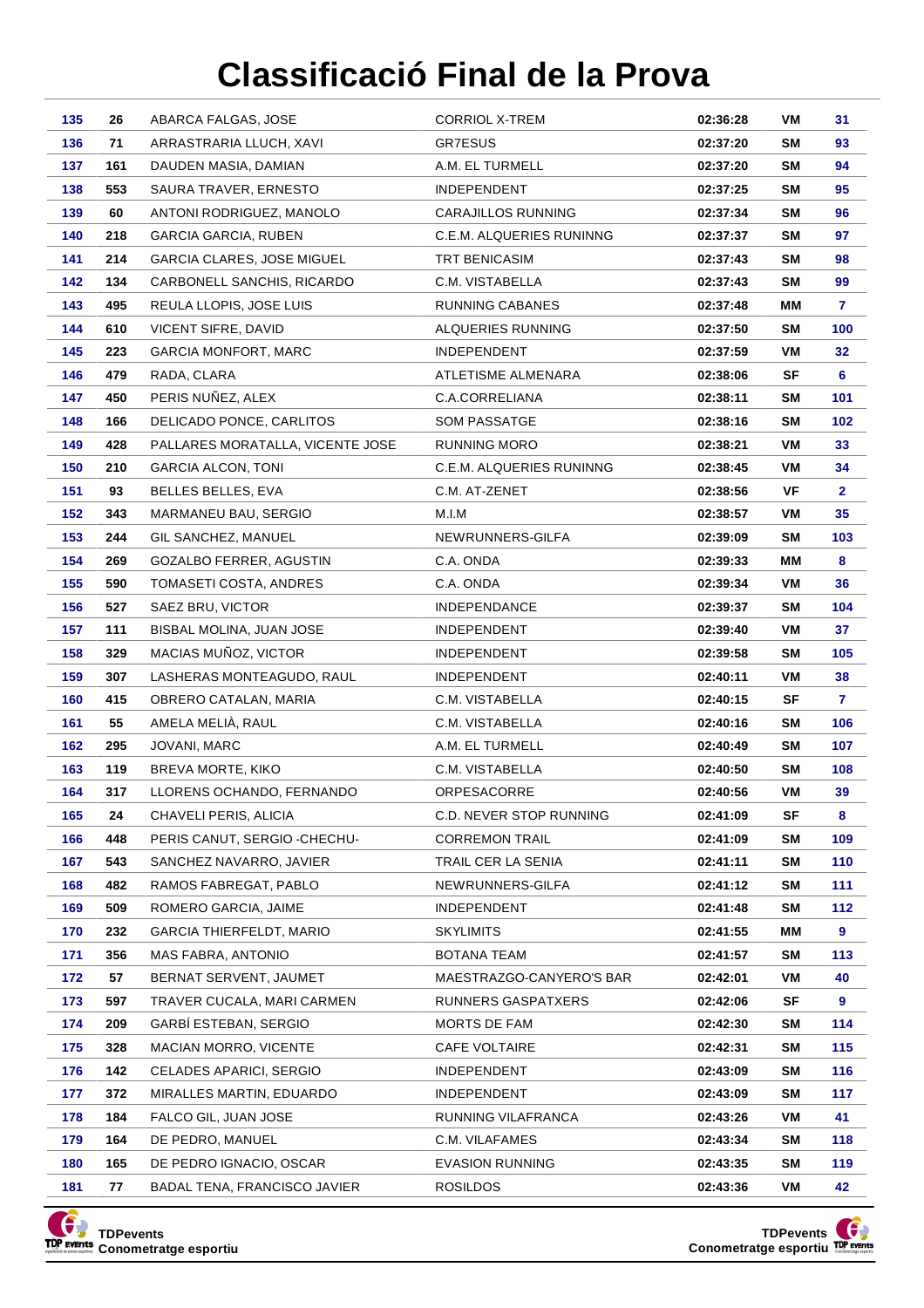# Classificació Final de la Prova

| | | | | | | |
|---|---|---|---|---|---|---|
| 135 | 26 | ABARCA FALGAS, JOSE | CORRIOL X-TREM | 02:36:28 | VM | 31 |
| 136 | 71 | ARRASTRARIA LLUCH, XAVI | GR7ESUS | 02:37:20 | SM | 93 |
| 137 | 161 | DAUDEN MASIA, DAMIAN | A.M. EL TURMELL | 02:37:20 | SM | 94 |
| 138 | 553 | SAURA TRAVER, ERNESTO | INDEPENDENT | 02:37:25 | SM | 95 |
| 139 | 60 | ANTONI RODRIGUEZ, MANOLO | CARAJILLOS RUNNING | 02:37:34 | SM | 96 |
| 140 | 218 | GARCIA GARCIA, RUBEN | C.E.M. ALQUERIES RUNINNG | 02:37:37 | SM | 97 |
| 141 | 214 | GARCIA CLARES, JOSE MIGUEL | TRT BENICASIM | 02:37:43 | SM | 98 |
| 142 | 134 | CARBONELL SANCHIS, RICARDO | C.M. VISTABELLA | 02:37:43 | SM | 99 |
| 143 | 495 | REULA LLOPIS, JOSE LUIS | RUNNING CABANES | 02:37:48 | MM | 7 |
| 144 | 610 | VICENT SIFRE, DAVID | ALQUERIES RUNNING | 02:37:50 | SM | 100 |
| 145 | 223 | GARCIA MONFORT, MARC | INDEPENDENT | 02:37:59 | VM | 32 |
| 146 | 479 | RADA, CLARA | ATLETISME ALMENARA | 02:38:06 | SF | 6 |
| 147 | 450 | PERIS NUÑEZ, ALEX | C.A.CORRELIANA | 02:38:11 | SM | 101 |
| 148 | 166 | DELICADO PONCE, CARLITOS | SOM PASSATGE | 02:38:16 | SM | 102 |
| 149 | 428 | PALLARES MORATALLA, VICENTE JOSE | RUNNING MORO | 02:38:21 | VM | 33 |
| 150 | 210 | GARCIA ALCON, TONI | C.E.M. ALQUERIES RUNINNG | 02:38:45 | VM | 34 |
| 151 | 93 | BELLES BELLES, EVA | C.M. AT-ZENET | 02:38:56 | VF | 2 |
| 152 | 343 | MARMANEU BAU, SERGIO | M.I.M | 02:38:57 | VM | 35 |
| 153 | 244 | GIL SANCHEZ, MANUEL | NEWRUNNERS-GILFA | 02:39:09 | SM | 103 |
| 154 | 269 | GOZALBO FERRER, AGUSTIN | C.A. ONDA | 02:39:33 | MM | 8 |
| 155 | 590 | TOMASETI COSTA, ANDRES | C.A. ONDA | 02:39:34 | VM | 36 |
| 156 | 527 | SAEZ BRU, VICTOR | INDEPENDANCE | 02:39:37 | SM | 104 |
| 157 | 111 | BISBAL MOLINA, JUAN JOSE | INDEPENDENT | 02:39:40 | VM | 37 |
| 158 | 329 | MACIAS MUÑOZ, VICTOR | INDEPENDENT | 02:39:58 | SM | 105 |
| 159 | 307 | LASHERAS MONTEAGUDO, RAUL | INDEPENDENT | 02:40:11 | VM | 38 |
| 160 | 415 | OBRERO CATALAN, MARIA | C.M. VISTABELLA | 02:40:15 | SF | 7 |
| 161 | 55 | AMELA MELIÀ, RAUL | C.M. VISTABELLA | 02:40:16 | SM | 106 |
| 162 | 295 | JOVANI, MARC | A.M. EL TURMELL | 02:40:49 | SM | 107 |
| 163 | 119 | BREVA MORTE, KIKO | C.M. VISTABELLA | 02:40:50 | SM | 108 |
| 164 | 317 | LLORENS OCHANDO, FERNANDO | ORPESACORRE | 02:40:56 | VM | 39 |
| 165 | 24 | CHAVELI PERIS, ALICIA | C.D. NEVER STOP RUNNING | 02:41:09 | SF | 8 |
| 166 | 448 | PERIS CANUT, SERGIO -CHECHU- | CORREMON TRAIL | 02:41:09 | SM | 109 |
| 167 | 543 | SANCHEZ NAVARRO, JAVIER | TRAIL CER LA SENIA | 02:41:11 | SM | 110 |
| 168 | 482 | RAMOS FABREGAT, PABLO | NEWRUNNERS-GILFA | 02:41:12 | SM | 111 |
| 169 | 509 | ROMERO GARCIA, JAIME | INDEPENDENT | 02:41:48 | SM | 112 |
| 170 | 232 | GARCIA THIERFELDT, MARIO | SKYLIMITS | 02:41:55 | MM | 9 |
| 171 | 356 | MAS FABRA, ANTONIO | BOTANA TEAM | 02:41:57 | SM | 113 |
| 172 | 57 | BERNAT SERVENT, JAUMET | MAESTRAZGO-CANYERO'S BAR | 02:42:01 | VM | 40 |
| 173 | 597 | TRAVER CUCALA, MARI CARMEN | RUNNERS GASPATXERS | 02:42:06 | SF | 9 |
| 174 | 209 | GARBÍ ESTEBAN, SERGIO | MORTS DE FAM | 02:42:30 | SM | 114 |
| 175 | 328 | MACIAN MORRO, VICENTE | CAFE VOLTAIRE | 02:42:31 | SM | 115 |
| 176 | 142 | CELADES APARICI, SERGIO | INDEPENDENT | 02:43:09 | SM | 116 |
| 177 | 372 | MIRALLES MARTIN, EDUARDO | INDEPENDENT | 02:43:09 | SM | 117 |
| 178 | 184 | FALCO GIL, JUAN JOSE | RUNNING VILAFRANCA | 02:43:26 | VM | 41 |
| 179 | 164 | DE PEDRO, MANUEL | C.M. VILAFAMES | 02:43:34 | SM | 118 |
| 180 | 165 | DE PEDRO IGNACIO, OSCAR | EVASION RUNNING | 02:43:35 | SM | 119 |
| 181 | 77 | BADAL TENA, FRANCISCO JAVIER | ROSILDOS | 02:43:36 | VM | 42 |

**TDPevents**
**Conometratge esportiu**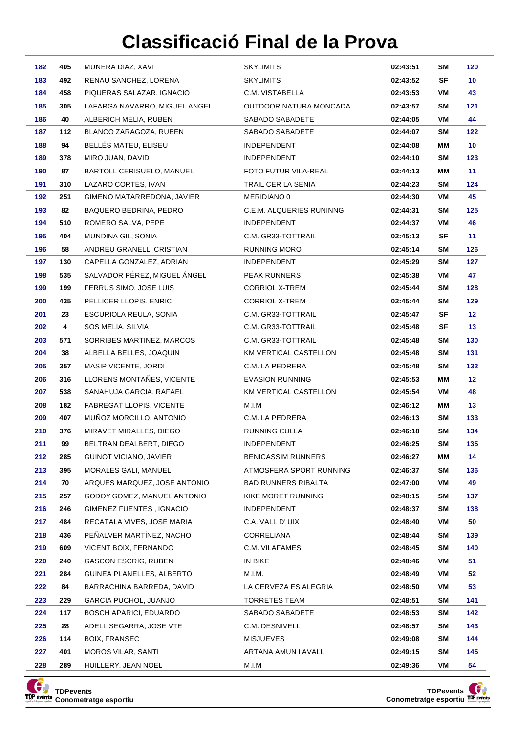# Classificació Final de la Prova

| | | | | | | |
|---|---|---|---|---|---|---|
| 182 | 405 | MUNERA DIAZ, XAVI | SKYLIMITS | 02:43:51 | SM | 120 |
| 183 | 492 | RENAU SANCHEZ, LORENA | SKYLIMITS | 02:43:52 | SF | 10 |
| 184 | 458 | PIQUERAS SALAZAR, IGNACIO | C.M. VISTABELLA | 02:43:53 | VM | 43 |
| 185 | 305 | LAFARGA NAVARRO, MIGUEL ANGEL | OUTDOOR NATURA MONCADA | 02:43:57 | SM | 121 |
| 186 | 40 | ALBERICH MELIA, RUBEN | SABADO SABADETE | 02:44:05 | VM | 44 |
| 187 | 112 | BLANCO ZARAGOZA, RUBEN | SABADO SABADETE | 02:44:07 | SM | 122 |
| 188 | 94 | BELLÉS MATEU, ELISEU | INDEPENDENT | 02:44:08 | MM | 10 |
| 189 | 378 | MIRO JUAN, DAVID | INDEPENDENT | 02:44:10 | SM | 123 |
| 190 | 87 | BARTOLL CERISUELO, MANUEL | FOTO FUTUR VILA-REAL | 02:44:13 | MM | 11 |
| 191 | 310 | LAZARO CORTES, IVAN | TRAIL CER LA SENIA | 02:44:23 | SM | 124 |
| 192 | 251 | GIMENO MATARREDONA, JAVIER | MERIDIANO 0 | 02:44:30 | VM | 45 |
| 193 | 82 | BAQUERO BEDRINA, PEDRO | C.E.M. ALQUERIES RUNINNG | 02:44:31 | SM | 125 |
| 194 | 510 | ROMERO SALVA, PEPE | INDEPENDENT | 02:44:37 | VM | 46 |
| 195 | 404 | MUNDINA GIL, SONIA | C.M. GR33-TOTTRAIL | 02:45:13 | SF | 11 |
| 196 | 58 | ANDREU GRANELL, CRISTIAN | RUNNING MORO | 02:45:14 | SM | 126 |
| 197 | 130 | CAPELLA GONZALEZ, ADRIAN | INDEPENDENT | 02:45:29 | SM | 127 |
| 198 | 535 | SALVADOR PÉREZ, MIGUEL ÁNGEL | PEAK RUNNERS | 02:45:38 | VM | 47 |
| 199 | 199 | FERRUS SIMO, JOSE LUIS | CORRIOL X-TREM | 02:45:44 | SM | 128 |
| 200 | 435 | PELLICER LLOPIS, ENRIC | CORRIOL X-TREM | 02:45:44 | SM | 129 |
| 201 | 23 | ESCURIOLA REULA, SONIA | C.M. GR33-TOTTRAIL | 02:45:47 | SF | 12 |
| 202 | 4 | SOS MELIA, SILVIA | C.M. GR33-TOTTRAIL | 02:45:48 | SF | 13 |
| 203 | 571 | SORRIBES MARTINEZ, MARCOS | C.M. GR33-TOTTRAIL | 02:45:48 | SM | 130 |
| 204 | 38 | ALBELLA BELLES, JOAQUIN | KM VERTICAL CASTELLON | 02:45:48 | SM | 131 |
| 205 | 357 | MASIP VICENTE, JORDI | C.M. LA PEDRERA | 02:45:48 | SM | 132 |
| 206 | 316 | LLORENS MONTAÑES, VICENTE | EVASION RUNNING | 02:45:53 | MM | 12 |
| 207 | 538 | SANAHUJA GARCIA, RAFAEL | KM VERTICAL CASTELLON | 02:45:54 | VM | 48 |
| 208 | 182 | FABREGAT LLOPIS, VICENTE | M.I.M | 02:46:12 | MM | 13 |
| 209 | 407 | MUÑOZ MORCILLO, ANTONIO | C.M. LA PEDRERA | 02:46:13 | SM | 133 |
| 210 | 376 | MIRAVET MIRALLES, DIEGO | RUNNING CULLA | 02:46:18 | SM | 134 |
| 211 | 99 | BELTRAN DEALBERT, DIEGO | INDEPENDENT | 02:46:25 | SM | 135 |
| 212 | 285 | GUINOT VICIANO, JAVIER | BENICASSIM RUNNERS | 02:46:27 | MM | 14 |
| 213 | 395 | MORALES GALI, MANUEL | ATMOSFERA SPORT RUNNING | 02:46:37 | SM | 136 |
| 214 | 70 | ARQUES MARQUEZ, JOSE ANTONIO | BAD RUNNERS RIBALTA | 02:47:00 | VM | 49 |
| 215 | 257 | GODOY GOMEZ, MANUEL ANTONIO | KIKE MORET RUNNING | 02:48:15 | SM | 137 |
| 216 | 246 | GIMENEZ FUENTES , IGNACIO | INDEPENDENT | 02:48:37 | SM | 138 |
| 217 | 484 | RECATALA VIVES, JOSE MARIA | C.A. VALL D' UIX | 02:48:40 | VM | 50 |
| 218 | 436 | PEÑALVER MARTÍNEZ, NACHO | CORRELIANA | 02:48:44 | SM | 139 |
| 219 | 609 | VICENT BOIX, FERNANDO | C.M. VILAFAMES | 02:48:45 | SM | 140 |
| 220 | 240 | GASCON ESCRIG, RUBEN | IN BIKE | 02:48:46 | VM | 51 |
| 221 | 284 | GUINEA PLANELLES, ALBERTO | M.I.M. | 02:48:49 | VM | 52 |
| 222 | 84 | BARRACHINA BARREDA, DAVID | LA CERVEZA ES ALEGRIA | 02:48:50 | VM | 53 |
| 223 | 229 | GARCIA PUCHOL, JUANJO | TORRETES TEAM | 02:48:51 | SM | 141 |
| 224 | 117 | BOSCH APARICI, EDUARDO | SABADO SABADETE | 02:48:53 | SM | 142 |
| 225 | 28 | ADELL SEGARRA, JOSE VTE | C.M. DESNIVELL | 02:48:57 | SM | 143 |
| 226 | 114 | BOIX, FRANSEC | MISJUEVES | 02:49:08 | SM | 144 |
| 227 | 401 | MOROS VILAR, SANTI | ARTANA AMUN I AVALL | 02:49:15 | SM | 145 |
| 228 | 289 | HUILLERY, JEAN NOEL | M.I.M | 02:49:36 | VM | 54 |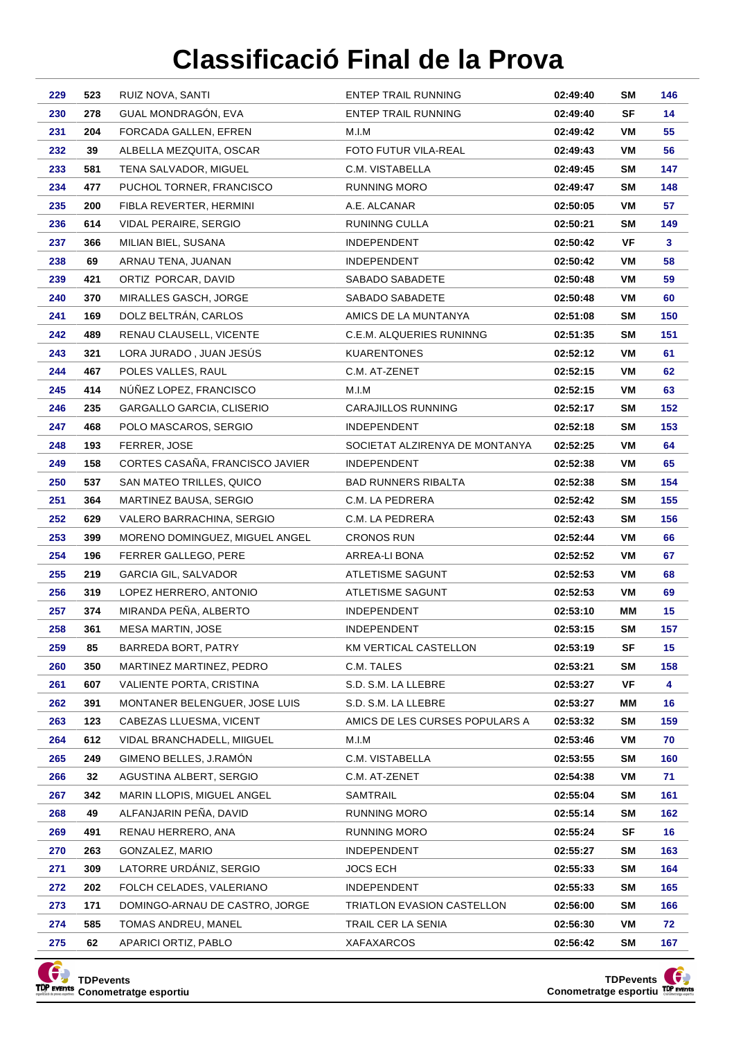# Classificació Final de la Prova

| | | | | | | |
|---|---|---|---|---|---|---|
| 229 | 523 | RUIZ NOVA, SANTI | ENTEP TRAIL RUNNING | 02:49:40 | SM | 146 |
| 230 | 278 | GUAL MONDRAGÓN, EVA | ENTEP TRAIL RUNNING | 02:49:40 | SF | 14 |
| 231 | 204 | FORCADA GALLEN, EFREN | M.I.M | 02:49:42 | VM | 55 |
| 232 | 39 | ALBELLA MEZQUITA, OSCAR | FOTO FUTUR VILA-REAL | 02:49:43 | VM | 56 |
| 233 | 581 | TENA SALVADOR, MIGUEL | C.M. VISTABELLA | 02:49:45 | SM | 147 |
| 234 | 477 | PUCHOL TORNER, FRANCISCO | RUNNING MORO | 02:49:47 | SM | 148 |
| 235 | 200 | FIBLA REVERTER, HERMINI | A.E. ALCANAR | 02:50:05 | VM | 57 |
| 236 | 614 | VIDAL PERAIRE, SERGIO | RUNINNG CULLA | 02:50:21 | SM | 149 |
| 237 | 366 | MILIAN BIEL, SUSANA | INDEPENDENT | 02:50:42 | VF | 3 |
| 238 | 69 | ARNAU TENA, JUANAN | INDEPENDENT | 02:50:42 | VM | 58 |
| 239 | 421 | ORTIZ PORCAR, DAVID | SABADO SABADETE | 02:50:48 | VM | 59 |
| 240 | 370 | MIRALLES GASCH, JORGE | SABADO SABADETE | 02:50:48 | VM | 60 |
| 241 | 169 | DOLZ BELTRÁN, CARLOS | AMICS DE LA MUNTANYA | 02:51:08 | SM | 150 |
| 242 | 489 | RENAU CLAUSELL, VICENTE | C.E.M. ALQUERIES RUNINNG | 02:51:35 | SM | 151 |
| 243 | 321 | LORA JURADO , JUAN JESÚS | KUARENTONES | 02:52:12 | VM | 61 |
| 244 | 467 | POLES VALLES, RAUL | C.M. AT-ZENET | 02:52:15 | VM | 62 |
| 245 | 414 | NÚÑEZ LOPEZ, FRANCISCO | M.I.M | 02:52:15 | VM | 63 |
| 246 | 235 | GARGALLO GARCIA, CLISERIO | CARAJILLOS RUNNING | 02:52:17 | SM | 152 |
| 247 | 468 | POLO MASCAROS, SERGIO | INDEPENDENT | 02:52:18 | SM | 153 |
| 248 | 193 | FERRER, JOSE | SOCIETAT ALZIRENYA DE MONTANYA | 02:52:25 | VM | 64 |
| 249 | 158 | CORTES CASAÑA, FRANCISCO JAVIER | INDEPENDENT | 02:52:38 | VM | 65 |
| 250 | 537 | SAN MATEO TRILLES, QUICO | BAD RUNNERS RIBALTA | 02:52:38 | SM | 154 |
| 251 | 364 | MARTINEZ BAUSA, SERGIO | C.M. LA PEDRERA | 02:52:42 | SM | 155 |
| 252 | 629 | VALERO BARRACHINA, SERGIO | C.M. LA PEDRERA | 02:52:43 | SM | 156 |
| 253 | 399 | MORENO DOMINGUEZ, MIGUEL ANGEL | CRONOS RUN | 02:52:44 | VM | 66 |
| 254 | 196 | FERRER GALLEGO, PERE | ARREA-LI BONA | 02:52:52 | VM | 67 |
| 255 | 219 | GARCIA GIL, SALVADOR | ATLETISME SAGUNT | 02:52:53 | VM | 68 |
| 256 | 319 | LOPEZ HERRERO, ANTONIO | ATLETISME SAGUNT | 02:52:53 | VM | 69 |
| 257 | 374 | MIRANDA PEÑA, ALBERTO | INDEPENDENT | 02:53:10 | MM | 15 |
| 258 | 361 | MESA MARTIN, JOSE | INDEPENDENT | 02:53:15 | SM | 157 |
| 259 | 85 | BARREDA BORT, PATRY | KM VERTICAL CASTELLON | 02:53:19 | SF | 15 |
| 260 | 350 | MARTINEZ MARTINEZ, PEDRO | C.M. TALES | 02:53:21 | SM | 158 |
| 261 | 607 | VALIENTE PORTA, CRISTINA | S.D. S.M. LA LLEBRE | 02:53:27 | VF | 4 |
| 262 | 391 | MONTANER BELENGUER, JOSE LUIS | S.D. S.M. LA LLEBRE | 02:53:27 | MM | 16 |
| 263 | 123 | CABEZAS LLUESMA, VICENT | AMICS DE LES CURSES POPULARS A | 02:53:32 | SM | 159 |
| 264 | 612 | VIDAL BRANCHADELL, MIIGUEL | M.I.M | 02:53:46 | VM | 70 |
| 265 | 249 | GIMENO BELLES, J.RAMÓN | C.M. VISTABELLA | 02:53:55 | SM | 160 |
| 266 | 32 | AGUSTINA ALBERT, SERGIO | C.M. AT-ZENET | 02:54:38 | VM | 71 |
| 267 | 342 | MARIN LLOPIS, MIGUEL ANGEL | SAMTRAIL | 02:55:04 | SM | 161 |
| 268 | 49 | ALFANJARIN PEÑA, DAVID | RUNNING MORO | 02:55:14 | SM | 162 |
| 269 | 491 | RENAU HERRERO, ANA | RUNNING MORO | 02:55:24 | SF | 16 |
| 270 | 263 | GONZALEZ, MARIO | INDEPENDENT | 02:55:27 | SM | 163 |
| 271 | 309 | LATORRE URDÁNIZ, SERGIO | JOCS ECH | 02:55:33 | SM | 164 |
| 272 | 202 | FOLCH CELADES, VALERIANO | INDEPENDENT | 02:55:33 | SM | 165 |
| 273 | 171 | DOMINGO-ARNAU DE CASTRO, JORGE | TRIATLON EVASION CASTELLON | 02:56:00 | SM | 166 |
| 274 | 585 | TOMAS ANDREU, MANEL | TRAIL CER LA SENIA | 02:56:30 | VM | 72 |
| 275 | 62 | APARICI ORTIZ, PABLO | XAFAXARCOS | 02:56:42 | SM | 167 |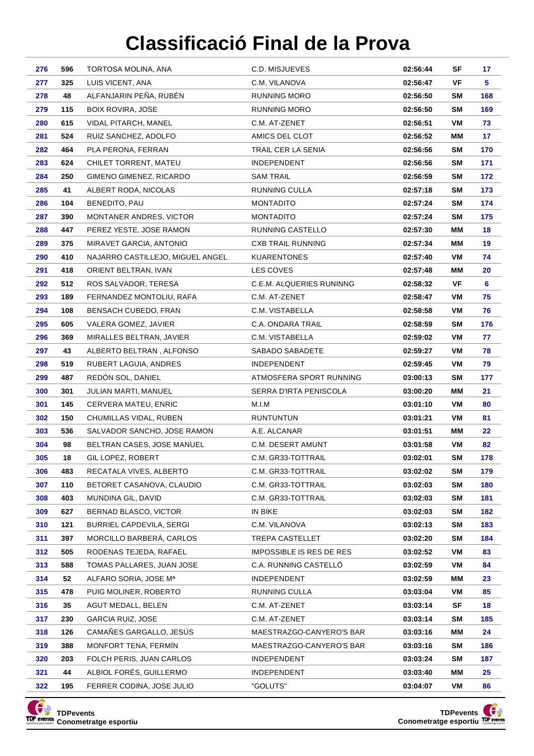# Classificació Final de la Prova

| | | | | | | |
|---|---|---|---|---|---|---|
| 276 | 596 | TORTOSA MOLINA, ANA | C.D. MISJUEVES | 02:56:44 | SF | 17 |
| 277 | 325 | LUIS VICENT, ANA | C.M. VILANOVA | 02:56:47 | VF | 5 |
| 278 | 48 | ALFANJARIN PEÑA, RUBÉN | RUNNING MORO | 02:56:50 | SM | 168 |
| 279 | 115 | BOIX ROVIRA, JOSE | RUNNING MORO | 02:56:50 | SM | 169 |
| 280 | 615 | VIDAL PITARCH, MANEL | C.M. AT-ZENET | 02:56:51 | VM | 73 |
| 281 | 524 | RUIZ SANCHEZ, ADOLFO | AMICS DEL CLOT | 02:56:52 | MM | 17 |
| 282 | 464 | PLA PERONA, FERRAN | TRAIL CER LA SENIA | 02:56:56 | SM | 170 |
| 283 | 624 | CHILET TORRENT, MATEU | INDEPENDENT | 02:56:56 | SM | 171 |
| 284 | 250 | GIMENO GIMENEZ, RICARDO | SAM TRAIL | 02:56:59 | SM | 172 |
| 285 | 41 | ALBERT RODA, NICOLAS | RUNNING CULLA | 02:57:18 | SM | 173 |
| 286 | 104 | BENEDITO, PAU | MONTADITO | 02:57:24 | SM | 174 |
| 287 | 390 | MONTANER ANDRES, VICTOR | MONTADITO | 02:57:24 | SM | 175 |
| 288 | 447 | PEREZ YESTE, JOSE RAMON | RUNNING CASTELLO | 02:57:30 | MM | 18 |
| 289 | 375 | MIRAVET GARCIA, ANTONIO | CXB TRAIL RUNNING | 02:57:34 | MM | 19 |
| 290 | 410 | NAJARRO CASTILLEJO, MIGUEL ANGEL | KUARENTONES | 02:57:40 | VM | 74 |
| 291 | 418 | ORIENT BELTRAN, IVAN | LES COVES | 02:57:48 | MM | 20 |
| 292 | 512 | ROS SALVADOR, TERESA | C.E.M. ALQUERIES RUNINNG | 02:58:32 | VF | 6 |
| 293 | 189 | FERNANDEZ MONTOLIU, RAFA | C.M. AT-ZENET | 02:58:47 | VM | 75 |
| 294 | 108 | BENSACH CUBEDO, FRAN | C.M. VISTABELLA | 02:58:58 | VM | 76 |
| 295 | 605 | VALERA GOMEZ, JAVIER | C.A. ONDARA TRAIL | 02:58:59 | SM | 176 |
| 296 | 369 | MIRALLES BELTRAN, JAVIER | C.M. VISTABELLA | 02:59:02 | VM | 77 |
| 297 | 43 | ALBERTO BELTRAN , ALFONSO | SABADO SABADETE | 02:59:27 | VM | 78 |
| 298 | 519 | RUBERT LAGUIA, ANDRES | INDEPENDENT | 02:59:45 | VM | 79 |
| 299 | 487 | REDÓN SOL, DANIEL | ATMOSFERA SPORT RUNNING | 03:00:13 | SM | 177 |
| 300 | 301 | JULIAN MARTI, MANUEL | SERRA D'IRTA PENISCOLA | 03:00:20 | MM | 21 |
| 301 | 145 | CERVERA MATEU, ENRIC | M.I.M | 03:01:10 | VM | 80 |
| 302 | 150 | CHUMILLAS VIDAL, RUBEN | RUNTUNTUN | 03:01:21 | VM | 81 |
| 303 | 536 | SALVADOR SANCHO, JOSE RAMON | A.E. ALCANAR | 03:01:51 | MM | 22 |
| 304 | 98 | BELTRAN CASES, JOSE MANUEL | C.M. DESERT AMUNT | 03:01:58 | VM | 82 |
| 305 | 18 | GIL LOPEZ, ROBERT | C.M. GR33-TOTTRAIL | 03:02:01 | SM | 178 |
| 306 | 483 | RECATALA VIVES, ALBERTO | C.M. GR33-TOTTRAIL | 03:02:02 | SM | 179 |
| 307 | 110 | BETORET CASANOVA, CLAUDIO | C.M. GR33-TOTTRAIL | 03:02:03 | SM | 180 |
| 308 | 403 | MUNDINA GIL, DAVID | C.M. GR33-TOTTRAIL | 03:02:03 | SM | 181 |
| 309 | 627 | BERNAD BLASCO, VICTOR | IN BIKE | 03:02:03 | SM | 182 |
| 310 | 121 | BURRIEL CAPDEVILA, SERGI | C.M. VILANOVA | 03:02:13 | SM | 183 |
| 311 | 397 | MORCILLO BARBERÁ, CARLOS | TREPA CASTELLET | 03:02:20 | SM | 184 |
| 312 | 505 | RODENAS TEJEDA, RAFAEL | IMPOSSIBLE IS RES DE RES | 03:02:52 | VM | 83 |
| 313 | 588 | TOMAS PALLARES, JUAN JOSE | C.A. RUNNING CASTELLÓ | 03:02:59 | VM | 84 |
| 314 | 52 | ALFARO SORIA, JOSE Mª | INDEPENDENT | 03:02:59 | MM | 23 |
| 315 | 478 | PUIG MOLINER, ROBERTO | RUNNING CULLA | 03:03:04 | VM | 85 |
| 316 | 35 | AGUT MEDALL, BELEN | C.M. AT-ZENET | 03:03:14 | SF | 18 |
| 317 | 230 | GARCIA RUIZ, JOSE | C.M. AT-ZENET | 03:03:14 | SM | 185 |
| 318 | 126 | CAMAÑES GARGALLO, JESÚS | MAESTRAZGO-CANYERO'S BAR | 03:03:16 | MM | 24 |
| 319 | 388 | MONFORT TENA, FERMÍN | MAESTRAZGO-CANYERO'S BAR | 03:03:16 | SM | 186 |
| 320 | 203 | FOLCH PERIS, JUAN CARLOS | INDEPENDENT | 03:03:24 | SM | 187 |
| 321 | 44 | ALBIOL FORÉS, GUILLERMO | INDEPENDENT | 03:03:40 | MM | 25 |
| 322 | 195 | FERRER CODINA, JOSE JULIO | "GOLUTS" | 03:04:07 | VM | 86 |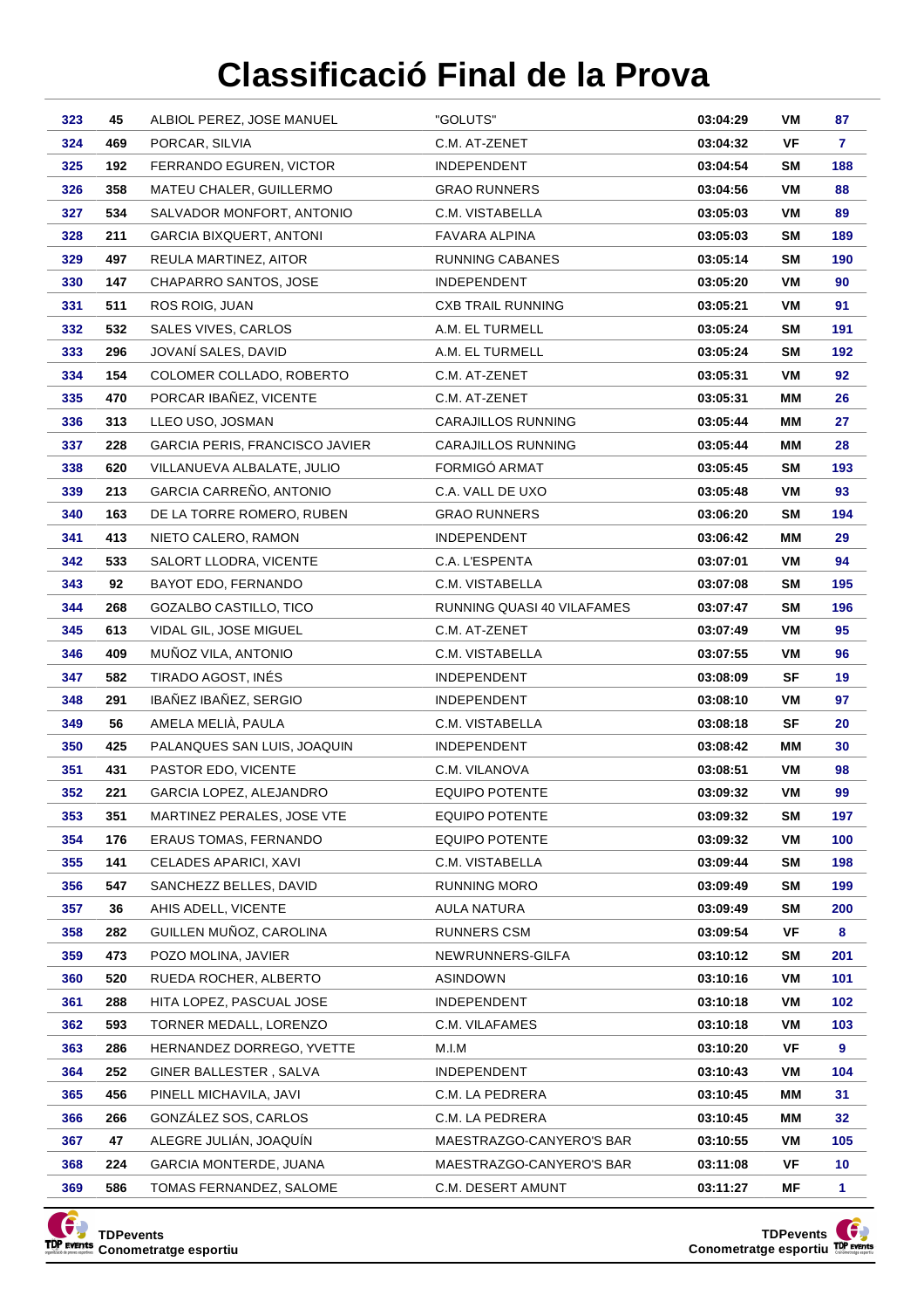# Classificació Final de la Prova

| | | | | | | |
|---|---|---|---|---|---|---|
| 323 | 45 | ALBIOL PEREZ, JOSE MANUEL | "GOLUTS" | 03:04:29 | VM | 87 |
| 324 | 469 | PORCAR, SILVIA | C.M. AT-ZENET | 03:04:32 | VF | 7 |
| 325 | 192 | FERRANDO EGUREN, VICTOR | INDEPENDENT | 03:04:54 | SM | 188 |
| 326 | 358 | MATEU CHALER, GUILLERMO | GRAO RUNNERS | 03:04:56 | VM | 88 |
| 327 | 534 | SALVADOR MONFORT, ANTONIO | C.M. VISTABELLA | 03:05:03 | VM | 89 |
| 328 | 211 | GARCIA BIXQUERT, ANTONI | FAVARA ALPINA | 03:05:03 | SM | 189 |
| 329 | 497 | REULA MARTINEZ, AITOR | RUNNING CABANES | 03:05:14 | SM | 190 |
| 330 | 147 | CHAPARRO SANTOS, JOSE | INDEPENDENT | 03:05:20 | VM | 90 |
| 331 | 511 | ROS ROIG, JUAN | CXB TRAIL RUNNING | 03:05:21 | VM | 91 |
| 332 | 532 | SALES VIVES, CARLOS | A.M. EL TURMELL | 03:05:24 | SM | 191 |
| 333 | 296 | JOVANÍ SALES, DAVID | A.M. EL TURMELL | 03:05:24 | SM | 192 |
| 334 | 154 | COLOMER COLLADO, ROBERTO | C.M. AT-ZENET | 03:05:31 | VM | 92 |
| 335 | 470 | PORCAR IBAÑEZ, VICENTE | C.M. AT-ZENET | 03:05:31 | MM | 26 |
| 336 | 313 | LLEO USO, JOSMAN | CARAJILLOS RUNNING | 03:05:44 | MM | 27 |
| 337 | 228 | GARCIA PERIS, FRANCISCO JAVIER | CARAJILLOS RUNNING | 03:05:44 | MM | 28 |
| 338 | 620 | VILLANUEVA ALBALATE, JULIO | FORMIGÓ ARMAT | 03:05:45 | SM | 193 |
| 339 | 213 | GARCIA CARREÑO, ANTONIO | C.A. VALL DE UXO | 03:05:48 | VM | 93 |
| 340 | 163 | DE LA TORRE ROMERO, RUBEN | GRAO RUNNERS | 03:06:20 | SM | 194 |
| 341 | 413 | NIETO CALERO, RAMON | INDEPENDENT | 03:06:42 | MM | 29 |
| 342 | 533 | SALORT LLODRA, VICENTE | C.A. L'ESPENTA | 03:07:01 | VM | 94 |
| 343 | 92 | BAYOT EDO, FERNANDO | C.M. VISTABELLA | 03:07:08 | SM | 195 |
| 344 | 268 | GOZALBO CASTILLO, TICO | RUNNING QUASI 40 VILAFAMES | 03:07:47 | SM | 196 |
| 345 | 613 | VIDAL GIL, JOSE MIGUEL | C.M. AT-ZENET | 03:07:49 | VM | 95 |
| 346 | 409 | MUÑOZ VILA, ANTONIO | C.M. VISTABELLA | 03:07:55 | VM | 96 |
| 347 | 582 | TIRADO AGOST, INÉS | INDEPENDENT | 03:08:09 | SF | 19 |
| 348 | 291 | IBAÑEZ IBAÑEZ, SERGIO | INDEPENDENT | 03:08:10 | VM | 97 |
| 349 | 56 | AMELA MELIÀ, PAULA | C.M. VISTABELLA | 03:08:18 | SF | 20 |
| 350 | 425 | PALANQUES SAN LUIS, JOAQUIN | INDEPENDENT | 03:08:42 | MM | 30 |
| 351 | 431 | PASTOR EDO, VICENTE | C.M. VILANOVA | 03:08:51 | VM | 98 |
| 352 | 221 | GARCIA LOPEZ, ALEJANDRO | EQUIPO POTENTE | 03:09:32 | VM | 99 |
| 353 | 351 | MARTINEZ PERALES, JOSE VTE | EQUIPO POTENTE | 03:09:32 | SM | 197 |
| 354 | 176 | ERAUS TOMAS, FERNANDO | EQUIPO POTENTE | 03:09:32 | VM | 100 |
| 355 | 141 | CELADES APARICI, XAVI | C.M. VISTABELLA | 03:09:44 | SM | 198 |
| 356 | 547 | SANCHEZZ BELLES, DAVID | RUNNING MORO | 03:09:49 | SM | 199 |
| 357 | 36 | AHIS ADELL, VICENTE | AULA NATURA | 03:09:49 | SM | 200 |
| 358 | 282 | GUILLEN MUÑOZ, CAROLINA | RUNNERS CSM | 03:09:54 | VF | 8 |
| 359 | 473 | POZO MOLINA, JAVIER | NEWRUNNERS-GILFA | 03:10:12 | SM | 201 |
| 360 | 520 | RUEDA ROCHER, ALBERTO | ASINDOWN | 03:10:16 | VM | 101 |
| 361 | 288 | HITA LOPEZ, PASCUAL JOSE | INDEPENDENT | 03:10:18 | VM | 102 |
| 362 | 593 | TORNER MEDALL, LORENZO | C.M. VILAFAMES | 03:10:18 | VM | 103 |
| 363 | 286 | HERNANDEZ DORREGO, YVETTE | M.I.M | 03:10:20 | VF | 9 |
| 364 | 252 | GINER BALLESTER , SALVA | INDEPENDENT | 03:10:43 | VM | 104 |
| 365 | 456 | PINELL MICHAVILA, JAVI | C.M. LA PEDRERA | 03:10:45 | MM | 31 |
| 366 | 266 | GONZÁLEZ SOS, CARLOS | C.M. LA PEDRERA | 03:10:45 | MM | 32 |
| 367 | 47 | ALEGRE JULIÁN, JOAQUÍN | MAESTRAZGO-CANYERO'S BAR | 03:10:55 | VM | 105 |
| 368 | 224 | GARCIA MONTERDE, JUANA | MAESTRAZGO-CANYERO'S BAR | 03:11:08 | VF | 10 |
| 369 | 586 | TOMAS FERNANDEZ, SALOME | C.M. DESERT AMUNT | 03:11:27 | MF | 1 |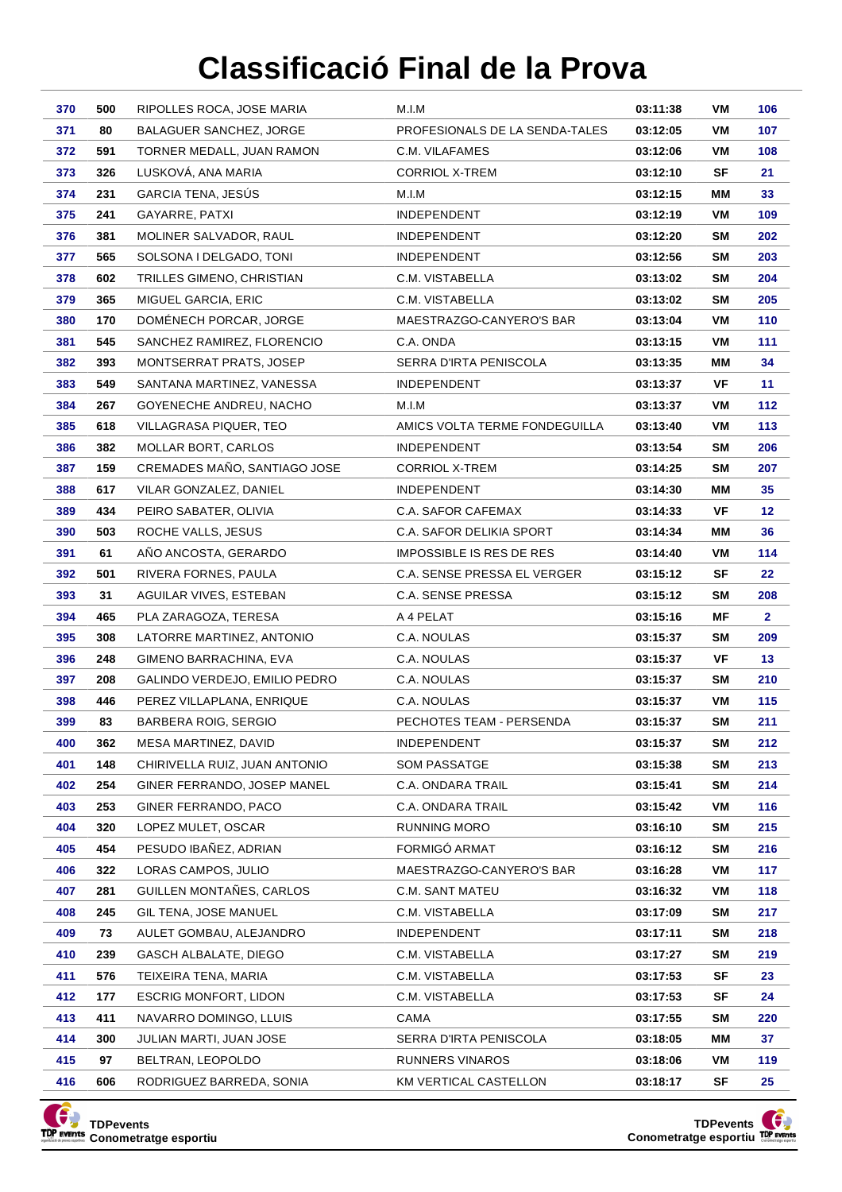# Classificació Final de la Prova

| | | | | | | |
|---|---|---|---|---|---|---|
| 370 | 500 | RIPOLLES ROCA, JOSE MARIA | M.I.M | 03:11:38 | VM | 106 |
| 371 | 80 | BALAGUER SANCHEZ, JORGE | PROFESIONALS DE LA SENDA-TALES | 03:12:05 | VM | 107 |
| 372 | 591 | TORNER MEDALL, JUAN RAMON | C.M. VILAFAMES | 03:12:06 | VM | 108 |
| 373 | 326 | LUSKOVÁ, ANA MARIA | CORRIOL X-TREM | 03:12:10 | SF | 21 |
| 374 | 231 | GARCIA TENA, JESÚS | M.I.M | 03:12:15 | MM | 33 |
| 375 | 241 | GAYARRE, PATXI | INDEPENDENT | 03:12:19 | VM | 109 |
| 376 | 381 | MOLINER SALVADOR, RAUL | INDEPENDENT | 03:12:20 | SM | 202 |
| 377 | 565 | SOLSONA I DELGADO, TONI | INDEPENDENT | 03:12:56 | SM | 203 |
| 378 | 602 | TRILLES GIMENO, CHRISTIAN | C.M. VISTABELLA | 03:13:02 | SM | 204 |
| 379 | 365 | MIGUEL GARCIA, ERIC | C.M. VISTABELLA | 03:13:02 | SM | 205 |
| 380 | 170 | DOMÉNECH PORCAR, JORGE | MAESTRAZGO-CANYERO'S BAR | 03:13:04 | VM | 110 |
| 381 | 545 | SANCHEZ RAMIREZ, FLORENCIO | C.A. ONDA | 03:13:15 | VM | 111 |
| 382 | 393 | MONTSERRAT PRATS, JOSEP | SERRA D'IRTA PENISCOLA | 03:13:35 | MM | 34 |
| 383 | 549 | SANTANA MARTINEZ, VANESSA | INDEPENDENT | 03:13:37 | VF | 11 |
| 384 | 267 | GOYENECHE ANDREU, NACHO | M.I.M | 03:13:37 | VM | 112 |
| 385 | 618 | VILLAGRASA PIQUER, TEO | AMICS VOLTA TERME FONDEGUILLA | 03:13:40 | VM | 113 |
| 386 | 382 | MOLLAR BORT, CARLOS | INDEPENDENT | 03:13:54 | SM | 206 |
| 387 | 159 | CREMADES MAÑO, SANTIAGO JOSE | CORRIOL X-TREM | 03:14:25 | SM | 207 |
| 388 | 617 | VILAR GONZALEZ, DANIEL | INDEPENDENT | 03:14:30 | MM | 35 |
| 389 | 434 | PEIRO SABATER, OLIVIA | C.A. SAFOR CAFEMAX | 03:14:33 | VF | 12 |
| 390 | 503 | ROCHE VALLS, JESUS | C.A. SAFOR DELIKIA SPORT | 03:14:34 | MM | 36 |
| 391 | 61 | AÑO ANCOSTA, GERARDO | IMPOSSIBLE IS RES DE RES | 03:14:40 | VM | 114 |
| 392 | 501 | RIVERA FORNES, PAULA | C.A. SENSE PRESSA EL VERGER | 03:15:12 | SF | 22 |
| 393 | 31 | AGUILAR VIVES, ESTEBAN | C.A. SENSE PRESSA | 03:15:12 | SM | 208 |
| 394 | 465 | PLA ZARAGOZA, TERESA | A 4 PELAT | 03:15:16 | MF | 2 |
| 395 | 308 | LATORRE MARTINEZ, ANTONIO | C.A. NOULAS | 03:15:37 | SM | 209 |
| 396 | 248 | GIMENO BARRACHINA, EVA | C.A. NOULAS | 03:15:37 | VF | 13 |
| 397 | 208 | GALINDO VERDEJO, EMILIO PEDRO | C.A. NOULAS | 03:15:37 | SM | 210 |
| 398 | 446 | PEREZ VILLAPLANA, ENRIQUE | C.A. NOULAS | 03:15:37 | VM | 115 |
| 399 | 83 | BARBERA ROIG, SERGIO | PECHOTES TEAM - PERSENDA | 03:15:37 | SM | 211 |
| 400 | 362 | MESA MARTINEZ, DAVID | INDEPENDENT | 03:15:37 | SM | 212 |
| 401 | 148 | CHIRIVELLA RUIZ, JUAN ANTONIO | SOM PASSATGE | 03:15:38 | SM | 213 |
| 402 | 254 | GINER FERRANDO, JOSEP MANEL | C.A. ONDARA TRAIL | 03:15:41 | SM | 214 |
| 403 | 253 | GINER FERRANDO, PACO | C.A. ONDARA TRAIL | 03:15:42 | VM | 116 |
| 404 | 320 | LOPEZ MULET, OSCAR | RUNNING MORO | 03:16:10 | SM | 215 |
| 405 | 454 | PESUDO IBAÑEZ, ADRIAN | FORMIGÓ ARMAT | 03:16:12 | SM | 216 |
| 406 | 322 | LORAS CAMPOS, JULIO | MAESTRAZGO-CANYERO'S BAR | 03:16:28 | VM | 117 |
| 407 | 281 | GUILLEN MONTAÑES, CARLOS | C.M. SANT MATEU | 03:16:32 | VM | 118 |
| 408 | 245 | GIL TENA, JOSE MANUEL | C.M. VISTABELLA | 03:17:09 | SM | 217 |
| 409 | 73 | AULET GOMBAU, ALEJANDRO | INDEPENDENT | 03:17:11 | SM | 218 |
| 410 | 239 | GASCH ALBALATE, DIEGO | C.M. VISTABELLA | 03:17:27 | SM | 219 |
| 411 | 576 | TEIXEIRA TENA, MARIA | C.M. VISTABELLA | 03:17:53 | SF | 23 |
| 412 | 177 | ESCRIG MONFORT, LIDON | C.M. VISTABELLA | 03:17:53 | SF | 24 |
| 413 | 411 | NAVARRO DOMINGO, LLUIS | CAMA | 03:17:55 | SM | 220 |
| 414 | 300 | JULIAN MARTI, JUAN JOSE | SERRA D'IRTA PENISCOLA | 03:18:05 | MM | 37 |
| 415 | 97 | BELTRAN, LEOPOLDO | RUNNERS VINAROS | 03:18:06 | VM | 119 |
| 416 | 606 | RODRIGUEZ BARREDA, SONIA | KM VERTICAL CASTELLON | 03:18:17 | SF | 25 |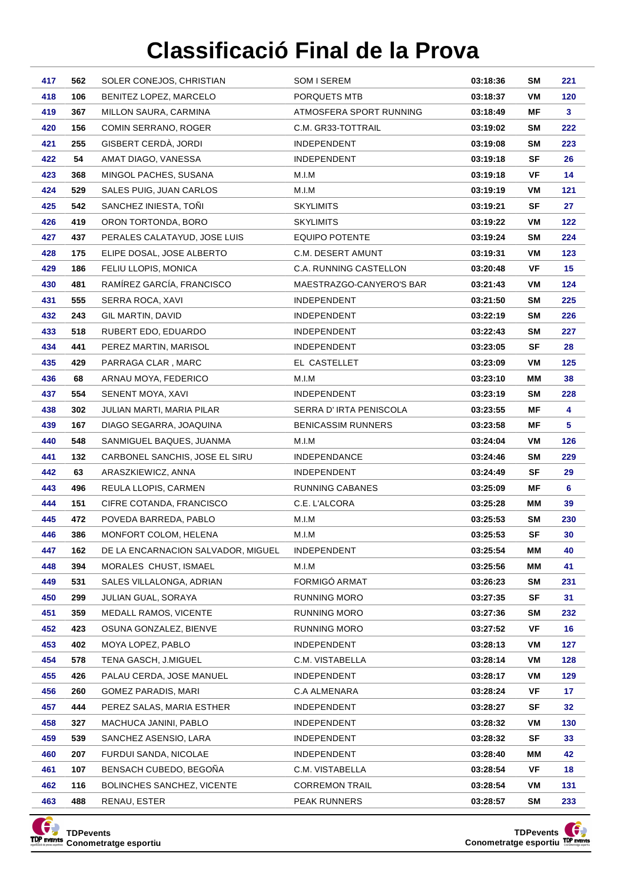# Classificació Final de la Prova

| | | | | | | |
|---|---|---|---|---|---|---|
| 417 | 562 | SOLER CONEJOS, CHRISTIAN | SOM I SEREM | 03:18:36 | SM | 221 |
| 418 | 106 | BENITEZ LOPEZ, MARCELO | PORQUETS MTB | 03:18:37 | VM | 120 |
| 419 | 367 | MILLON SAURA, CARMINA | ATMOSFERA SPORT RUNNING | 03:18:49 | MF | 3 |
| 420 | 156 | COMIN SERRANO, ROGER | C.M. GR33-TOTTRAIL | 03:19:02 | SM | 222 |
| 421 | 255 | GISBERT CERDÀ, JORDI | INDEPENDENT | 03:19:08 | SM | 223 |
| 422 | 54 | AMAT DIAGO, VANESSA | INDEPENDENT | 03:19:18 | SF | 26 |
| 423 | 368 | MINGOL PACHES, SUSANA | M.I.M | 03:19:18 | VF | 14 |
| 424 | 529 | SALES PUIG, JUAN CARLOS | M.I.M | 03:19:19 | VM | 121 |
| 425 | 542 | SANCHEZ INIESTA, TOÑI | SKYLIMITS | 03:19:21 | SF | 27 |
| 426 | 419 | ORON TORTONDA, BORO | SKYLIMITS | 03:19:22 | VM | 122 |
| 427 | 437 | PERALES CALATAYUD, JOSE LUIS | EQUIPO POTENTE | 03:19:24 | SM | 224 |
| 428 | 175 | ELIPE DOSAL, JOSE ALBERTO | C.M. DESERT AMUNT | 03:19:31 | VM | 123 |
| 429 | 186 | FELIU LLOPIS, MONICA | C.A. RUNNING CASTELLON | 03:20:48 | VF | 15 |
| 430 | 481 | RAMÍREZ GARCÍA, FRANCISCO | MAESTRAZGO-CANYERO'S BAR | 03:21:43 | VM | 124 |
| 431 | 555 | SERRA ROCA, XAVI | INDEPENDENT | 03:21:50 | SM | 225 |
| 432 | 243 | GIL MARTIN, DAVID | INDEPENDENT | 03:22:19 | SM | 226 |
| 433 | 518 | RUBERT EDO, EDUARDO | INDEPENDENT | 03:22:43 | SM | 227 |
| 434 | 441 | PEREZ MARTIN, MARISOL | INDEPENDENT | 03:23:05 | SF | 28 |
| 435 | 429 | PARRAGA CLAR , MARC | EL CASTELLET | 03:23:09 | VM | 125 |
| 436 | 68 | ARNAU MOYA, FEDERICO | M.I.M | 03:23:10 | MM | 38 |
| 437 | 554 | SENENT MOYA, XAVI | INDEPENDENT | 03:23:19 | SM | 228 |
| 438 | 302 | JULIAN MARTI, MARIA PILAR | SERRA D' IRTA PENISCOLA | 03:23:55 | MF | 4 |
| 439 | 167 | DIAGO SEGARRA, JOAQUINA | BENICASSIM RUNNERS | 03:23:58 | MF | 5 |
| 440 | 548 | SANMIGUEL BAQUES, JUANMA | M.I.M | 03:24:04 | VM | 126 |
| 441 | 132 | CARBONEL SANCHIS, JOSE EL SIRU | INDEPENDANCE | 03:24:46 | SM | 229 |
| 442 | 63 | ARASZKIEWICZ, ANNA | INDEPENDENT | 03:24:49 | SF | 29 |
| 443 | 496 | REULA LLOPIS, CARMEN | RUNNING CABANES | 03:25:09 | MF | 6 |
| 444 | 151 | CIFRE COTANDA, FRANCISCO | C.E. L'ALCORA | 03:25:28 | MM | 39 |
| 445 | 472 | POVEDA BARREDA, PABLO | M.I.M | 03:25:53 | SM | 230 |
| 446 | 386 | MONFORT COLOM, HELENA | M.I.M | 03:25:53 | SF | 30 |
| 447 | 162 | DE LA ENCARNACION SALVADOR, MIGUEL | INDEPENDENT | 03:25:54 | MM | 40 |
| 448 | 394 | MORALES CHUST, ISMAEL | M.I.M | 03:25:56 | MM | 41 |
| 449 | 531 | SALES VILLALONGA, ADRIAN | FORMIGÓ ARMAT | 03:26:23 | SM | 231 |
| 450 | 299 | JULIAN GUAL, SORAYA | RUNNING MORO | 03:27:35 | SF | 31 |
| 451 | 359 | MEDALL RAMOS, VICENTE | RUNNING MORO | 03:27:36 | SM | 232 |
| 452 | 423 | OSUNA GONZALEZ, BIENVE | RUNNING MORO | 03:27:52 | VF | 16 |
| 453 | 402 | MOYA LOPEZ, PABLO | INDEPENDENT | 03:28:13 | VM | 127 |
| 454 | 578 | TENA GASCH, J.MIGUEL | C.M. VISTABELLA | 03:28:14 | VM | 128 |
| 455 | 426 | PALAU CERDA, JOSE MANUEL | INDEPENDENT | 03:28:17 | VM | 129 |
| 456 | 260 | GOMEZ PARADIS, MARI | C.A ALMENARA | 03:28:24 | VF | 17 |
| 457 | 444 | PEREZ SALAS, MARIA ESTHER | INDEPENDENT | 03:28:27 | SF | 32 |
| 458 | 327 | MACHUCA JANINI, PABLO | INDEPENDENT | 03:28:32 | VM | 130 |
| 459 | 539 | SANCHEZ ASENSIO, LARA | INDEPENDENT | 03:28:32 | SF | 33 |
| 460 | 207 | FURDUI SANDA, NICOLAE | INDEPENDENT | 03:28:40 | MM | 42 |
| 461 | 107 | BENSACH CUBEDO, BEGOÑA | C.M. VISTABELLA | 03:28:54 | VF | 18 |
| 462 | 116 | BOLINCHES SANCHEZ, VICENTE | CORREMON TRAIL | 03:28:54 | VM | 131 |
| 463 | 488 | RENAU, ESTER | PEAK RUNNERS | 03:28:57 | SM | 233 |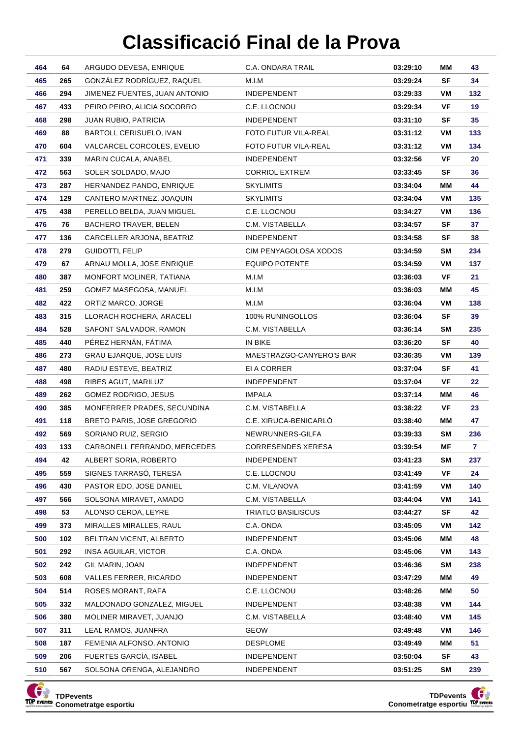# Classificació Final de la Prova

| | | | | | | |
|---|---|---|---|---|---|---|
| 464 | 64 | ARGUDO DEVESA, ENRIQUE | C.A. ONDARA TRAIL | 03:29:10 | MM | 43 |
| 465 | 265 | GONZÁLEZ RODRÍGUEZ, RAQUEL | M.I.M | 03:29:24 | SF | 34 |
| 466 | 294 | JIMENEZ FUENTES, JUAN ANTONIO | INDEPENDENT | 03:29:33 | VM | 132 |
| 467 | 433 | PEIRO PEIRO, ALICIA SOCORRO | C.E. LLOCNOU | 03:29:34 | VF | 19 |
| 468 | 298 | JUAN RUBIO, PATRICIA | INDEPENDENT | 03:31:10 | SF | 35 |
| 469 | 88 | BARTOLL CERISUELO, IVAN | FOTO FUTUR VILA-REAL | 03:31:12 | VM | 133 |
| 470 | 604 | VALCARCEL CORCOLES, EVELIO | FOTO FUTUR VILA-REAL | 03:31:12 | VM | 134 |
| 471 | 339 | MARIN CUCALA, ANABEL | INDEPENDENT | 03:32:56 | VF | 20 |
| 472 | 563 | SOLER SOLDADO, MAJO | CORRIOL EXTREM | 03:33:45 | SF | 36 |
| 473 | 287 | HERNANDEZ PANDO, ENRIQUE | SKYLIMITS | 03:34:04 | MM | 44 |
| 474 | 129 | CANTERO MARTNEZ, JOAQUIN | SKYLIMITS | 03:34:04 | VM | 135 |
| 475 | 438 | PERELLO BELDA, JUAN MIGUEL | C.E. LLOCNOU | 03:34:27 | VM | 136 |
| 476 | 76 | BACHERO TRAVER, BELEN | C.M. VISTABELLA | 03:34:57 | SF | 37 |
| 477 | 136 | CARCELLER ARJONA, BEATRIZ | INDEPENDENT | 03:34:58 | SF | 38 |
| 478 | 279 | GUIDOTTI, FELIP | CIM PENYAGOLOSA XODOS | 03:34:59 | SM | 234 |
| 479 | 67 | ARNAU MOLLA, JOSE ENRIQUE | EQUIPO POTENTE | 03:34:59 | VM | 137 |
| 480 | 387 | MONFORT MOLINER, TATIANA | M.I.M | 03:36:03 | VF | 21 |
| 481 | 259 | GOMEZ MASEGOSA, MANUEL | M.I.M | 03:36:03 | MM | 45 |
| 482 | 422 | ORTIZ MARCO, JORGE | M.I.M | 03:36:04 | VM | 138 |
| 483 | 315 | LLORACH ROCHERA, ARACELI | 100% RUNINGOLLOS | 03:36:04 | SF | 39 |
| 484 | 528 | SAFONT SALVADOR, RAMON | C.M. VISTABELLA | 03:36:14 | SM | 235 |
| 485 | 440 | PÉREZ HERNÁN, FÁTIMA | IN BIKE | 03:36:20 | SF | 40 |
| 486 | 273 | GRAU EJARQUE, JOSE LUIS | MAESTRAZGO-CANYERO'S BAR | 03:36:35 | VM | 139 |
| 487 | 480 | RADIU ESTEVE, BEATRIZ | EI A CORRER | 03:37:04 | SF | 41 |
| 488 | 498 | RIBES AGUT, MARILUZ | INDEPENDENT | 03:37:04 | VF | 22 |
| 489 | 262 | GOMEZ RODRIGO, JESUS | IMPALA | 03:37:14 | MM | 46 |
| 490 | 385 | MONFERRER PRADES, SECUNDINA | C.M. VISTABELLA | 03:38:22 | VF | 23 |
| 491 | 118 | BRETO PARIS, JOSE GREGORIO | C.E. XIRUCA-BENICARLÓ | 03:38:40 | MM | 47 |
| 492 | 569 | SORIANO RUIZ, SERGIO | NEWRUNNERS-GILFA | 03:39:33 | SM | 236 |
| 493 | 133 | CARBONELL FERRANDO, MERCEDES | CORRESENDES XERESA | 03:39:54 | MF | 7 |
| 494 | 42 | ALBERT SORIA, ROBERTO | INDEPENDENT | 03:41:23 | SM | 237 |
| 495 | 559 | SIGNES TARRASÓ, TERESA | C.E. LLOCNOU | 03:41:49 | VF | 24 |
| 496 | 430 | PASTOR EDO, JOSE DANIEL | C.M. VILANOVA | 03:41:59 | VM | 140 |
| 497 | 566 | SOLSONA MIRAVET, AMADO | C.M. VISTABELLA | 03:44:04 | VM | 141 |
| 498 | 53 | ALONSO CERDA, LEYRE | TRIATLO BASILISCUS | 03:44:27 | SF | 42 |
| 499 | 373 | MIRALLES MIRALLES, RAUL | C.A. ONDA | 03:45:05 | VM | 142 |
| 500 | 102 | BELTRAN VICENT, ALBERTO | INDEPENDENT | 03:45:06 | MM | 48 |
| 501 | 292 | INSA AGUILAR, VICTOR | C.A. ONDA | 03:45:06 | VM | 143 |
| 502 | 242 | GIL MARIN, JOAN | INDEPENDENT | 03:46:36 | SM | 238 |
| 503 | 608 | VALLES FERRER, RICARDO | INDEPENDENT | 03:47:29 | MM | 49 |
| 504 | 514 | ROSES MORANT, RAFA | C.E. LLOCNOU | 03:48:26 | MM | 50 |
| 505 | 332 | MALDONADO GONZALEZ, MIGUEL | INDEPENDENT | 03:48:38 | VM | 144 |
| 506 | 380 | MOLINER MIRAVET, JUANJO | C.M. VISTABELLA | 03:48:40 | VM | 145 |
| 507 | 311 | LEAL RAMOS, JUANFRA | GEOW | 03:49:48 | VM | 146 |
| 508 | 187 | FEMENIA ALFONSO, ANTONIO | DESPLOME | 03:49:49 | MM | 51 |
| 509 | 206 | FUERTES GARCÍA, ISABEL | INDEPENDENT | 03:50:04 | SF | 43 |
| 510 | 567 | SOLSONA ORENGA, ALEJANDRO | INDEPENDENT | 03:51:25 | SM | 239 |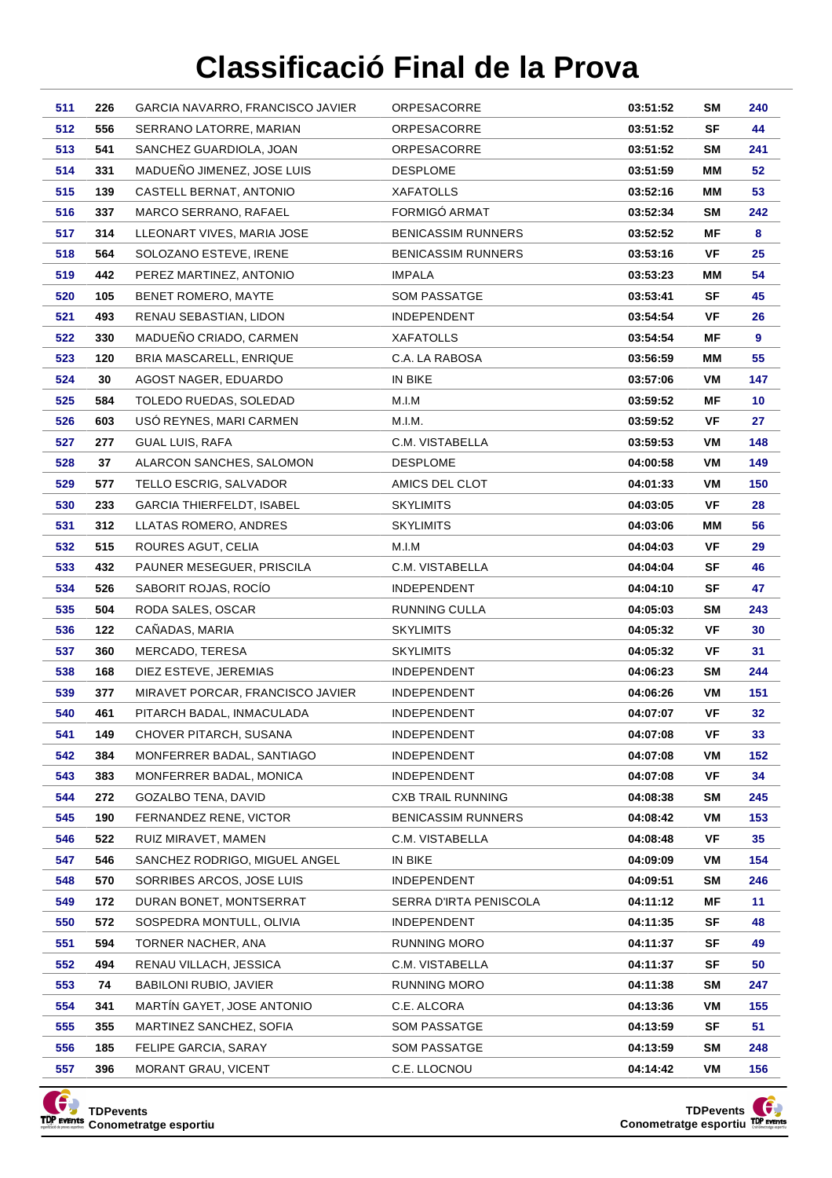# Classificació Final de la Prova

| | | | | | | |
|---|---|---|---|---|---|---|
| 511 | 226 | GARCIA NAVARRO, FRANCISCO JAVIER | ORPESACORRE | 03:51:52 | SM | 240 |
| 512 | 556 | SERRANO LATORRE, MARIAN | ORPESACORRE | 03:51:52 | SF | 44 |
| 513 | 541 | SANCHEZ GUARDIOLA, JOAN | ORPESACORRE | 03:51:52 | SM | 241 |
| 514 | 331 | MADUEÑO JIMENEZ, JOSE LUIS | DESPLOME | 03:51:59 | MM | 52 |
| 515 | 139 | CASTELL BERNAT, ANTONIO | XAFATOLLS | 03:52:16 | MM | 53 |
| 516 | 337 | MARCO SERRANO, RAFAEL | FORMIGÓ ARMAT | 03:52:34 | SM | 242 |
| 517 | 314 | LLEONART VIVES, MARIA JOSE | BENICASSIM RUNNERS | 03:52:52 | MF | 8 |
| 518 | 564 | SOLOZANO ESTEVE, IRENE | BENICASSIM RUNNERS | 03:53:16 | VF | 25 |
| 519 | 442 | PEREZ MARTINEZ, ANTONIO | IMPALA | 03:53:23 | MM | 54 |
| 520 | 105 | BENET ROMERO, MAYTE | SOM PASSATGE | 03:53:41 | SF | 45 |
| 521 | 493 | RENAU SEBASTIAN, LIDON | INDEPENDENT | 03:54:54 | VF | 26 |
| 522 | 330 | MADUEÑO CRIADO, CARMEN | XAFATOLLS | 03:54:54 | MF | 9 |
| 523 | 120 | BRIA MASCARELL, ENRIQUE | C.A. LA RABOSA | 03:56:59 | MM | 55 |
| 524 | 30 | AGOST NAGER, EDUARDO | IN BIKE | 03:57:06 | VM | 147 |
| 525 | 584 | TOLEDO RUEDAS, SOLEDAD | M.I.M | 03:59:52 | MF | 10 |
| 526 | 603 | USÓ REYNES, MARI CARMEN | M.I.M. | 03:59:52 | VF | 27 |
| 527 | 277 | GUAL LUIS, RAFA | C.M. VISTABELLA | 03:59:53 | VM | 148 |
| 528 | 37 | ALARCON SANCHES, SALOMON | DESPLOME | 04:00:58 | VM | 149 |
| 529 | 577 | TELLO ESCRIG, SALVADOR | AMICS DEL CLOT | 04:01:33 | VM | 150 |
| 530 | 233 | GARCIA THIERFELDT, ISABEL | SKYLIMITS | 04:03:05 | VF | 28 |
| 531 | 312 | LLATAS ROMERO, ANDRES | SKYLIMITS | 04:03:06 | MM | 56 |
| 532 | 515 | ROURES AGUT, CELIA | M.I.M | 04:04:03 | VF | 29 |
| 533 | 432 | PAUNER MESEGUER, PRISCILA | C.M. VISTABELLA | 04:04:04 | SF | 46 |
| 534 | 526 | SABORIT ROJAS, ROCÍO | INDEPENDENT | 04:04:10 | SF | 47 |
| 535 | 504 | RODA SALES, OSCAR | RUNNING CULLA | 04:05:03 | SM | 243 |
| 536 | 122 | CAÑADAS, MARIA | SKYLIMITS | 04:05:32 | VF | 30 |
| 537 | 360 | MERCADO, TERESA | SKYLIMITS | 04:05:32 | VF | 31 |
| 538 | 168 | DIEZ ESTEVE, JEREMIAS | INDEPENDENT | 04:06:23 | SM | 244 |
| 539 | 377 | MIRAVET PORCAR, FRANCISCO JAVIER | INDEPENDENT | 04:06:26 | VM | 151 |
| 540 | 461 | PITARCH BADAL, INMACULADA | INDEPENDENT | 04:07:07 | VF | 32 |
| 541 | 149 | CHOVER PITARCH, SUSANA | INDEPENDENT | 04:07:08 | VF | 33 |
| 542 | 384 | MONFERRER BADAL, SANTIAGO | INDEPENDENT | 04:07:08 | VM | 152 |
| 543 | 383 | MONFERRER BADAL, MONICA | INDEPENDENT | 04:07:08 | VF | 34 |
| 544 | 272 | GOZALBO TENA, DAVID | CXB TRAIL RUNNING | 04:08:38 | SM | 245 |
| 545 | 190 | FERNANDEZ RENE, VICTOR | BENICASSIM RUNNERS | 04:08:42 | VM | 153 |
| 546 | 522 | RUIZ MIRAVET, MAMEN | C.M. VISTABELLA | 04:08:48 | VF | 35 |
| 547 | 546 | SANCHEZ RODRIGO, MIGUEL ANGEL | IN BIKE | 04:09:09 | VM | 154 |
| 548 | 570 | SORRIBES ARCOS, JOSE LUIS | INDEPENDENT | 04:09:51 | SM | 246 |
| 549 | 172 | DURAN BONET, MONTSERRAT | SERRA D'IRTA PENISCOLA | 04:11:12 | MF | 11 |
| 550 | 572 | SOSPEDRA MONTULL, OLIVIA | INDEPENDENT | 04:11:35 | SF | 48 |
| 551 | 594 | TORNER NACHER, ANA | RUNNING MORO | 04:11:37 | SF | 49 |
| 552 | 494 | RENAU VILLACH, JESSICA | C.M. VISTABELLA | 04:11:37 | SF | 50 |
| 553 | 74 | BABILONI RUBIO, JAVIER | RUNNING MORO | 04:11:38 | SM | 247 |
| 554 | 341 | MARTÍN GAYET, JOSE ANTONIO | C.E. ALCORA | 04:13:36 | VM | 155 |
| 555 | 355 | MARTINEZ SANCHEZ, SOFIA | SOM PASSATGE | 04:13:59 | SF | 51 |
| 556 | 185 | FELIPE GARCIA, SARAY | SOM PASSATGE | 04:13:59 | SM | 248 |
| 557 | 396 | MORANT GRAU, VICENT | C.E. LLOCNOU | 04:14:42 | VM | 156 |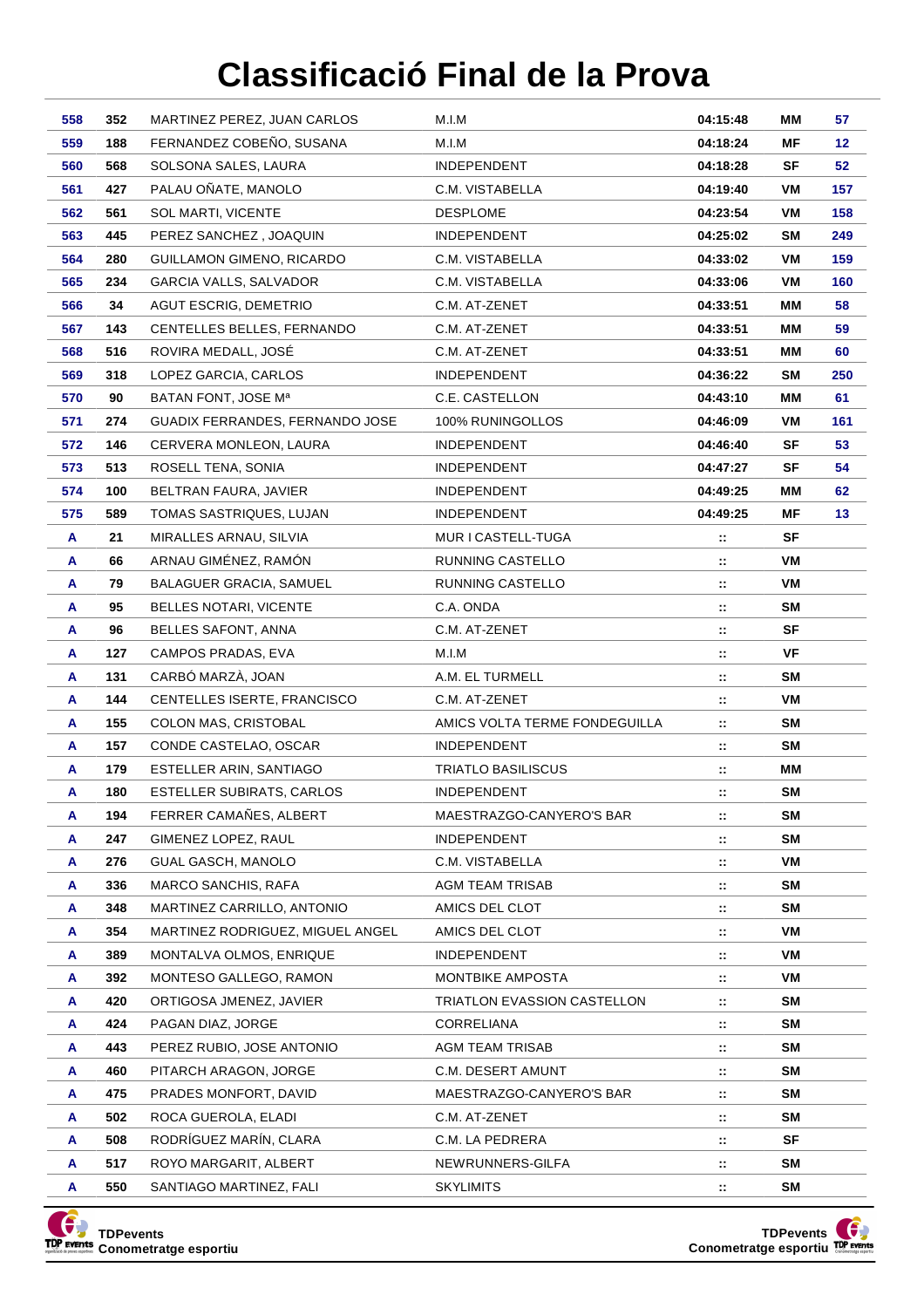# Classificació Final de la Prova

| | | | | | | |
|---|---|---|---|---|---|---|
| 558 | 352 | MARTINEZ PEREZ, JUAN CARLOS | M.I.M | 04:15:48 | MM | 57 |
| 559 | 188 | FERNANDEZ COBEÑO, SUSANA | M.I.M | 04:18:24 | MF | 12 |
| 560 | 568 | SOLSONA SALES, LAURA | INDEPENDENT | 04:18:28 | SF | 52 |
| 561 | 427 | PALAU OÑATE, MANOLO | C.M. VISTABELLA | 04:19:40 | VM | 157 |
| 562 | 561 | SOL MARTI, VICENTE | DESPLOME | 04:23:54 | VM | 158 |
| 563 | 445 | PEREZ SANCHEZ , JOAQUIN | INDEPENDENT | 04:25:02 | SM | 249 |
| 564 | 280 | GUILLAMON GIMENO, RICARDO | C.M. VISTABELLA | 04:33:02 | VM | 159 |
| 565 | 234 | GARCIA VALLS, SALVADOR | C.M. VISTABELLA | 04:33:06 | VM | 160 |
| 566 | 34 | AGUT ESCRIG, DEMETRIO | C.M. AT-ZENET | 04:33:51 | MM | 58 |
| 567 | 143 | CENTELLES BELLES, FERNANDO | C.M. AT-ZENET | 04:33:51 | MM | 59 |
| 568 | 516 | ROVIRA MEDALL, JOSÉ | C.M. AT-ZENET | 04:33:51 | MM | 60 |
| 569 | 318 | LOPEZ GARCIA, CARLOS | INDEPENDENT | 04:36:22 | SM | 250 |
| 570 | 90 | BATAN FONT, JOSE Mª | C.E. CASTELLON | 04:43:10 | MM | 61 |
| 571 | 274 | GUADIX FERRANDES, FERNANDO JOSE | 100% RUNINGOLLOS | 04:46:09 | VM | 161 |
| 572 | 146 | CERVERA MONLEON, LAURA | INDEPENDENT | 04:46:40 | SF | 53 |
| 573 | 513 | ROSELL TENA, SONIA | INDEPENDENT | 04:47:27 | SF | 54 |
| 574 | 100 | BELTRAN FAURA, JAVIER | INDEPENDENT | 04:49:25 | MM | 62 |
| 575 | 589 | TOMAS SASTRIQUES, LUJAN | INDEPENDENT | 04:49:25 | MF | 13 |
| A | 21 | MIRALLES ARNAU, SILVIA | MUR I CASTELL-TUGA | :: | SF | |
| A | 66 | ARNAU GIMÉNEZ, RAMÓN | RUNNING CASTELLO | :: | VM | |
| A | 79 | BALAGUER GRACIA, SAMUEL | RUNNING CASTELLO | :: | VM | |
| A | 95 | BELLES NOTARI, VICENTE | C.A. ONDA | :: | SM | |
| A | 96 | BELLES SAFONT, ANNA | C.M. AT-ZENET | :: | SF | |
| A | 127 | CAMPOS PRADAS, EVA | M.I.M | :: | VF | |
| A | 131 | CARBÓ MARZÀ, JOAN | A.M. EL TURMELL | :: | SM | |
| A | 144 | CENTELLES ISERTE, FRANCISCO | C.M. AT-ZENET | :: | VM | |
| A | 155 | COLON MAS, CRISTOBAL | AMICS VOLTA TERME FONDEGUILLA | :: | SM | |
| A | 157 | CONDE CASTELAO, OSCAR | INDEPENDENT | :: | SM | |
| A | 179 | ESTELLER ARIN, SANTIAGO | TRIATLO BASILISCUS | :: | MM | |
| A | 180 | ESTELLER SUBIRATS, CARLOS | INDEPENDENT | :: | SM | |
| A | 194 | FERRER CAMAÑES, ALBERT | MAESTRAZGO-CANYERO'S BAR | :: | SM | |
| A | 247 | GIMENEZ LOPEZ, RAUL | INDEPENDENT | :: | SM | |
| A | 276 | GUAL GASCH, MANOLO | C.M. VISTABELLA | :: | VM | |
| A | 336 | MARCO SANCHIS, RAFA | AGM TEAM TRISAB | :: | SM | |
| A | 348 | MARTINEZ CARRILLO, ANTONIO | AMICS DEL CLOT | :: | SM | |
| A | 354 | MARTINEZ RODRIGUEZ, MIGUEL ANGEL | AMICS DEL CLOT | :: | VM | |
| A | 389 | MONTALVA OLMOS, ENRIQUE | INDEPENDENT | :: | VM | |
| A | 392 | MONTESO GALLEGO, RAMON | MONTBIKE AMPOSTA | :: | VM | |
| A | 420 | ORTIGOSA JMENEZ, JAVIER | TRIATLON EVASSION CASTELLON | :: | SM | |
| A | 424 | PAGAN DIAZ, JORGE | CORRELIANA | :: | SM | |
| A | 443 | PEREZ RUBIO, JOSE ANTONIO | AGM TEAM TRISAB | :: | SM | |
| A | 460 | PITARCH ARAGON, JORGE | C.M. DESERT AMUNT | :: | SM | |
| A | 475 | PRADES MONFORT, DAVID | MAESTRAZGO-CANYERO'S BAR | :: | SM | |
| A | 502 | ROCA GUEROLA, ELADI | C.M. AT-ZENET | :: | SM | |
| A | 508 | RODRÍGUEZ MARÍN, CLARA | C.M. LA PEDRERA | :: | SF | |
| A | 517 | ROYO MARGARIT, ALBERT | NEWRUNNERS-GILFA | :: | SM | |
| A | 550 | SANTIAGO MARTINEZ, FALI | SKYLIMITS | :: | SM | |

TDPevents Conometratge esportiu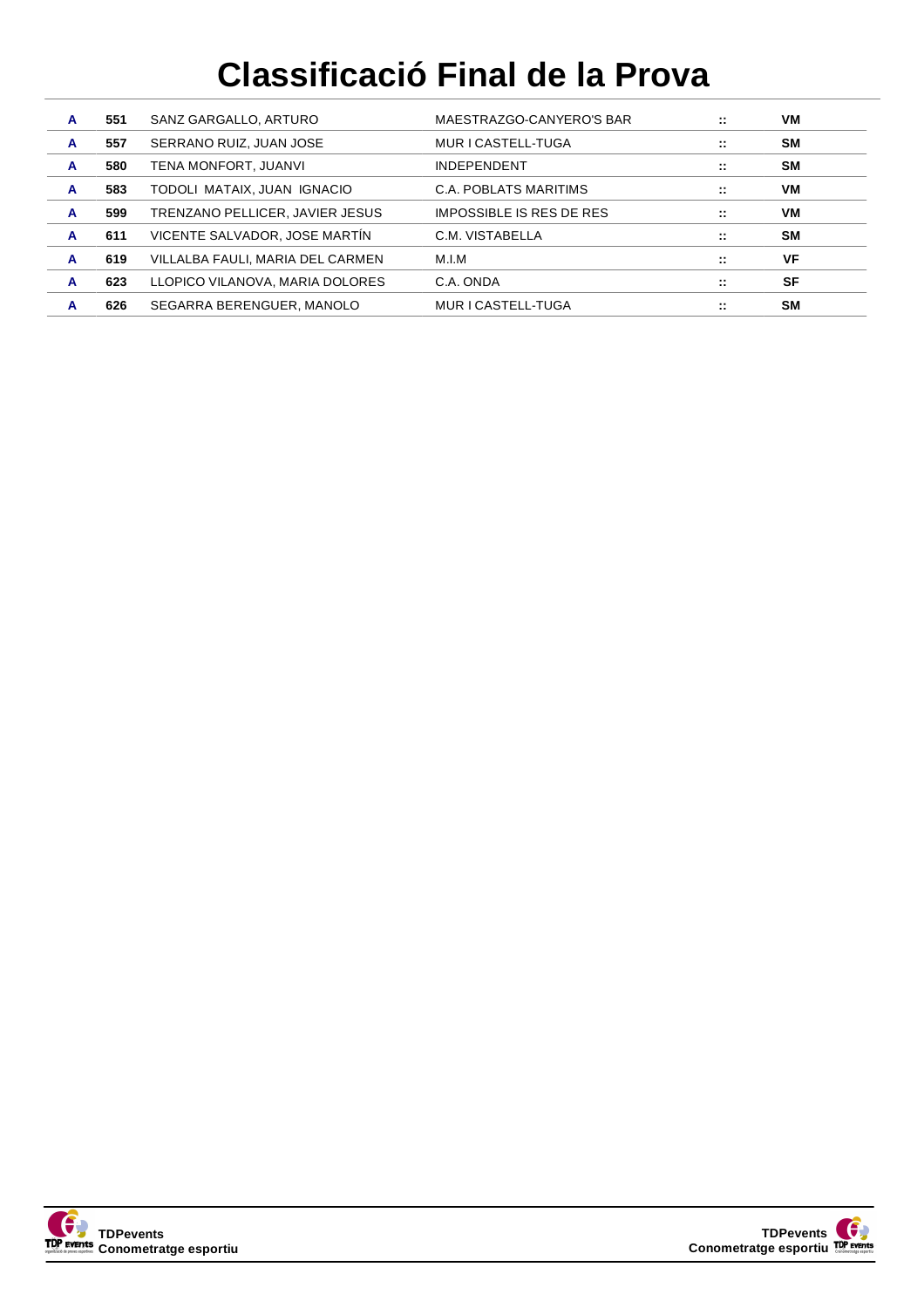# Classificació Final de la Prova

| | | | | | |
|---|---|---|---|---|---|
| A | 551 | SANZ GARGALLO, ARTURO | MAESTRAZGO-CANYERO'S BAR | :: | VM |
| A | 557 | SERRANO RUIZ, JUAN JOSE | MUR I CASTELL-TUGA | :: | SM |
| A | 580 | TENA MONFORT, JUANVI | INDEPENDENT | :: | SM |
| A | 583 | TODOLI MATAIX, JUAN IGNACIO | C.A. POBLATS MARITIMS | :: | VM |
| A | 599 | TRENZANO PELLICER, JAVIER JESUS | IMPOSSIBLE IS RES DE RES | :: | VM |
| A | 611 | VICENTE SALVADOR, JOSE MARTÍN | C.M. VISTABELLA | :: | SM |
| A | 619 | VILLALBA FAULI, MARIA DEL CARMEN | M.I.M | :: | VF |
| A | 623 | LLOPICO VILANOVA, MARIA DOLORES | C.A. ONDA | :: | SF |
| A | 626 | SEGARRA BERENGUER, MANOLO | MUR I CASTELL-TUGA | :: | SM |